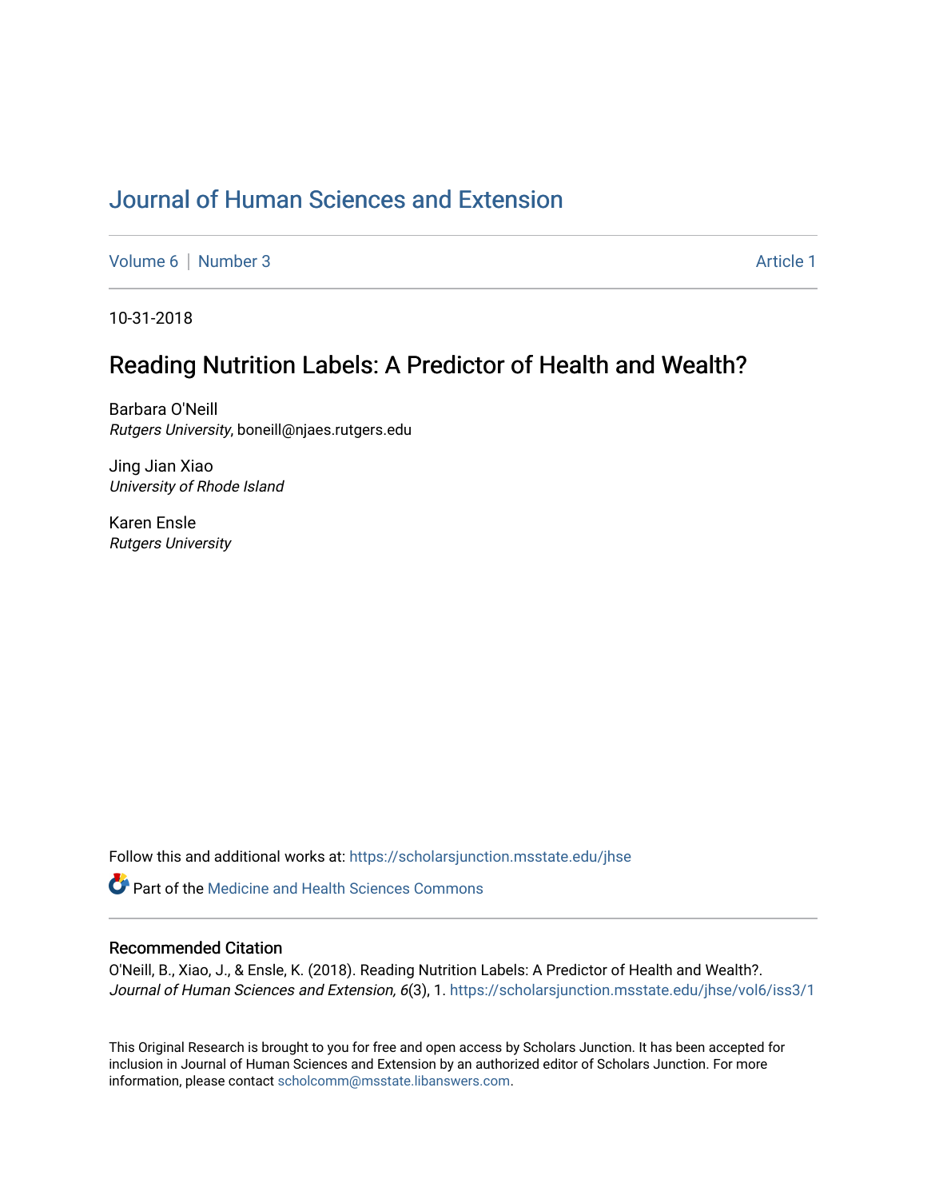# Journal of Human Sciences and Extension

Volume 6 | Number 3 | Article 1

10-31-2018

## Reading Nutrition Labels: A Predictor of Health and Wealth?

Barbara O'Neill
*Rutgers University*, boneill@njaes.rutgers.edu

Jing Jian Xiao
*University of Rhode Island*

Karen Ensle
*Rutgers University*

Follow this and additional works at: https://scholarsjunction.msstate.edu/jhse

Part of the Medicine and Health Sciences Commons

### Recommended Citation

O'Neill, B., Xiao, J., & Ensle, K. (2018). Reading Nutrition Labels: A Predictor of Health and Wealth?. *Journal of Human Sciences and Extension, 6*(3), 1. https://scholarsjunction.msstate.edu/jhse/vol6/iss3/1

This Original Research is brought to you for free and open access by Scholars Junction. It has been accepted for inclusion in Journal of Human Sciences and Extension by an authorized editor of Scholars Junction. For more information, please contact scholcomm@msstate.libanswers.com.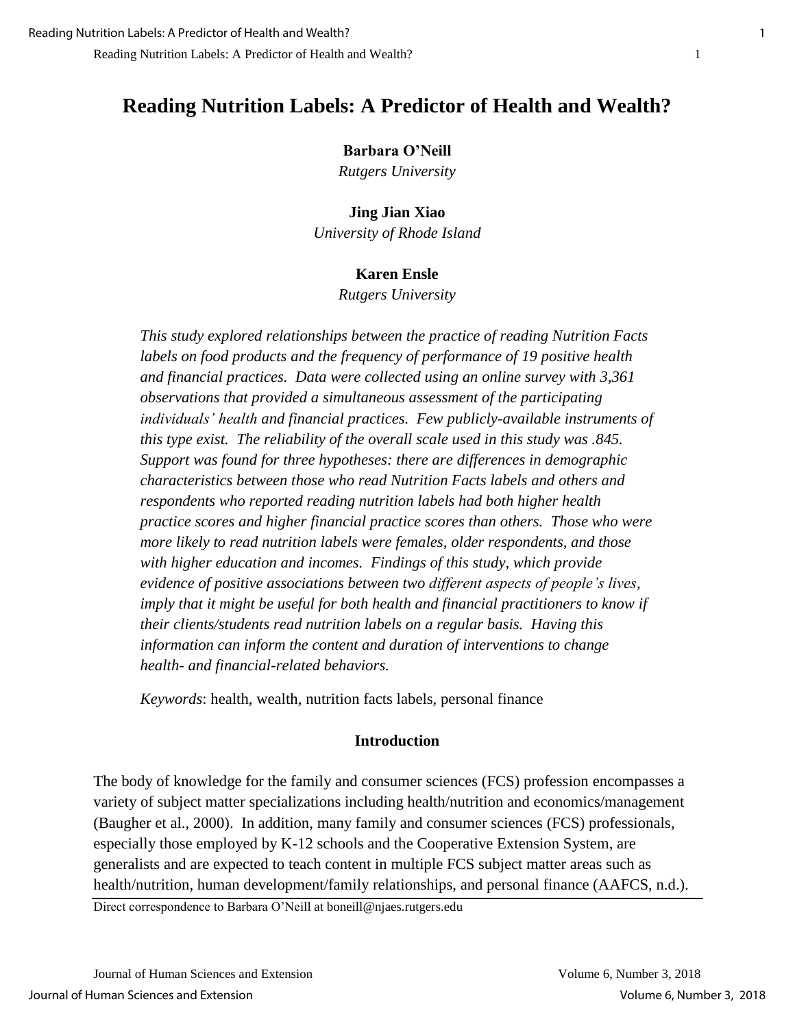# Reading Nutrition Labels: A Predictor of Health and Wealth?

**Barbara O'Neill**
*Rutgers University*

**Jing Jian Xiao**
*University of Rhode Island*

**Karen Ensle**
*Rutgers University*

*This study explored relationships between the practice of reading Nutrition Facts labels on food products and the frequency of performance of 19 positive health and financial practices. Data were collected using an online survey with 3,361 observations that provided a simultaneous assessment of the participating individuals' health and financial practices. Few publicly-available instruments of this type exist. The reliability of the overall scale used in this study was .845. Support was found for three hypotheses: there are differences in demographic characteristics between those who read Nutrition Facts labels and others and respondents who reported reading nutrition labels had both higher health practice scores and higher financial practice scores than others. Those who were more likely to read nutrition labels were females, older respondents, and those with higher education and incomes. Findings of this study, which provide evidence of positive associations between two different aspects of people's lives, imply that it might be useful for both health and financial practitioners to know if their clients/students read nutrition labels on a regular basis. Having this information can inform the content and duration of interventions to change health- and financial-related behaviors.*

*Keywords*: health, wealth, nutrition facts labels, personal finance

## Introduction

The body of knowledge for the family and consumer sciences (FCS) profession encompasses a variety of subject matter specializations including health/nutrition and economics/management (Baugher et al., 2000). In addition, many family and consumer sciences (FCS) professionals, especially those employed by K-12 schools and the Cooperative Extension System, are generalists and are expected to teach content in multiple FCS subject matter areas such as health/nutrition, human development/family relationships, and personal finance (AAFCS, n.d.).

Direct correspondence to Barbara O'Neill at boneill@njaes.rutgers.edu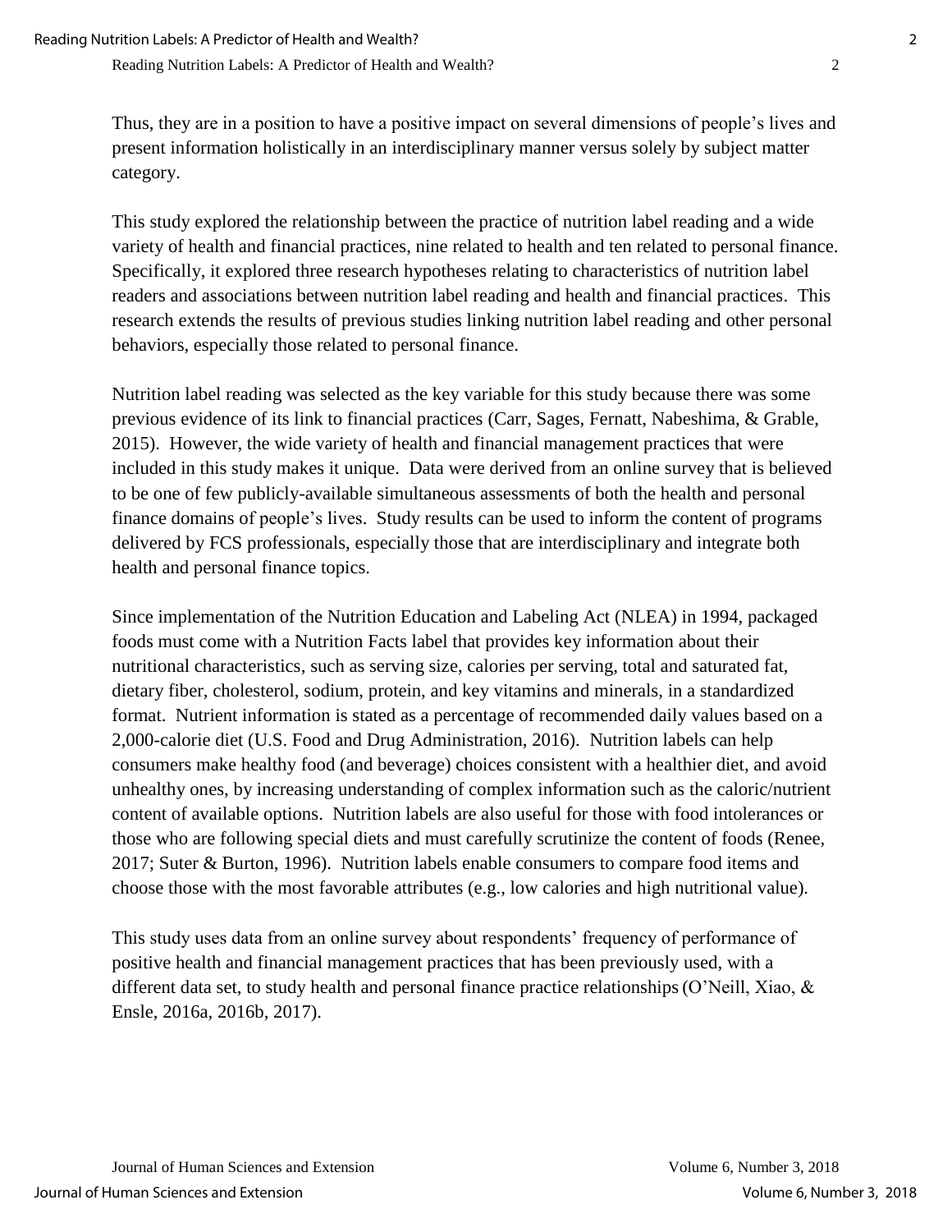Thus, they are in a position to have a positive impact on several dimensions of people's lives and present information holistically in an interdisciplinary manner versus solely by subject matter category.

This study explored the relationship between the practice of nutrition label reading and a wide variety of health and financial practices, nine related to health and ten related to personal finance. Specifically, it explored three research hypotheses relating to characteristics of nutrition label readers and associations between nutrition label reading and health and financial practices. This research extends the results of previous studies linking nutrition label reading and other personal behaviors, especially those related to personal finance.

Nutrition label reading was selected as the key variable for this study because there was some previous evidence of its link to financial practices (Carr, Sages, Fernatt, Nabeshima, & Grable, 2015). However, the wide variety of health and financial management practices that were included in this study makes it unique. Data were derived from an online survey that is believed to be one of few publicly-available simultaneous assessments of both the health and personal finance domains of people's lives. Study results can be used to inform the content of programs delivered by FCS professionals, especially those that are interdisciplinary and integrate both health and personal finance topics.

Since implementation of the Nutrition Education and Labeling Act (NLEA) in 1994, packaged foods must come with a Nutrition Facts label that provides key information about their nutritional characteristics, such as serving size, calories per serving, total and saturated fat, dietary fiber, cholesterol, sodium, protein, and key vitamins and minerals, in a standardized format. Nutrient information is stated as a percentage of recommended daily values based on a 2,000-calorie diet (U.S. Food and Drug Administration, 2016). Nutrition labels can help consumers make healthy food (and beverage) choices consistent with a healthier diet, and avoid unhealthy ones, by increasing understanding of complex information such as the caloric/nutrient content of available options. Nutrition labels are also useful for those with food intolerances or those who are following special diets and must carefully scrutinize the content of foods (Renee, 2017; Suter & Burton, 1996). Nutrition labels enable consumers to compare food items and choose those with the most favorable attributes (e.g., low calories and high nutritional value).

This study uses data from an online survey about respondents' frequency of performance of positive health and financial management practices that has been previously used, with a different data set, to study health and personal finance practice relationships (O'Neill, Xiao, & Ensle, 2016a, 2016b, 2017).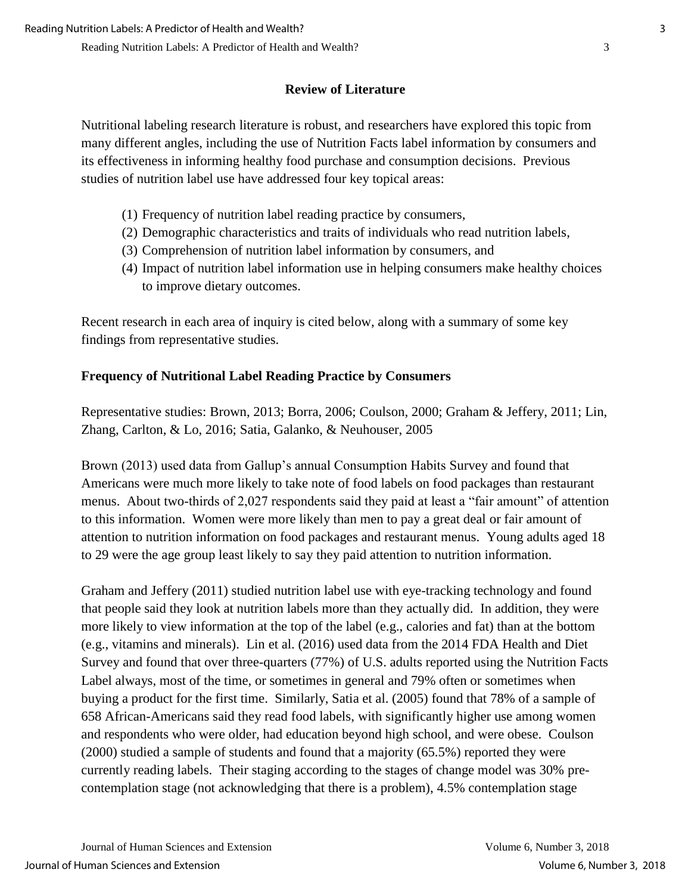## Review of Literature

Nutritional labeling research literature is robust, and researchers have explored this topic from many different angles, including the use of Nutrition Facts label information by consumers and its effectiveness in informing healthy food purchase and consumption decisions. Previous studies of nutrition label use have addressed four key topical areas:

(1) Frequency of nutrition label reading practice by consumers,
(2) Demographic characteristics and traits of individuals who read nutrition labels,
(3) Comprehension of nutrition label information by consumers, and
(4) Impact of nutrition label information use in helping consumers make healthy choices to improve dietary outcomes.

Recent research in each area of inquiry is cited below, along with a summary of some key findings from representative studies.

### Frequency of Nutritional Label Reading Practice by Consumers

Representative studies: Brown, 2013; Borra, 2006; Coulson, 2000; Graham & Jeffery, 2011; Lin, Zhang, Carlton, & Lo, 2016; Satia, Galanko, & Neuhouser, 2005

Brown (2013) used data from Gallup's annual Consumption Habits Survey and found that Americans were much more likely to take note of food labels on food packages than restaurant menus. About two-thirds of 2,027 respondents said they paid at least a "fair amount" of attention to this information. Women were more likely than men to pay a great deal or fair amount of attention to nutrition information on food packages and restaurant menus. Young adults aged 18 to 29 were the age group least likely to say they paid attention to nutrition information.

Graham and Jeffery (2011) studied nutrition label use with eye-tracking technology and found that people said they look at nutrition labels more than they actually did. In addition, they were more likely to view information at the top of the label (e.g., calories and fat) than at the bottom (e.g., vitamins and minerals). Lin et al. (2016) used data from the 2014 FDA Health and Diet Survey and found that over three-quarters (77%) of U.S. adults reported using the Nutrition Facts Label always, most of the time, or sometimes in general and 79% often or sometimes when buying a product for the first time. Similarly, Satia et al. (2005) found that 78% of a sample of 658 African-Americans said they read food labels, with significantly higher use among women and respondents who were older, had education beyond high school, and were obese. Coulson (2000) studied a sample of students and found that a majority (65.5%) reported they were currently reading labels. Their staging according to the stages of change model was 30% pre-contemplation stage (not acknowledging that there is a problem), 4.5% contemplation stage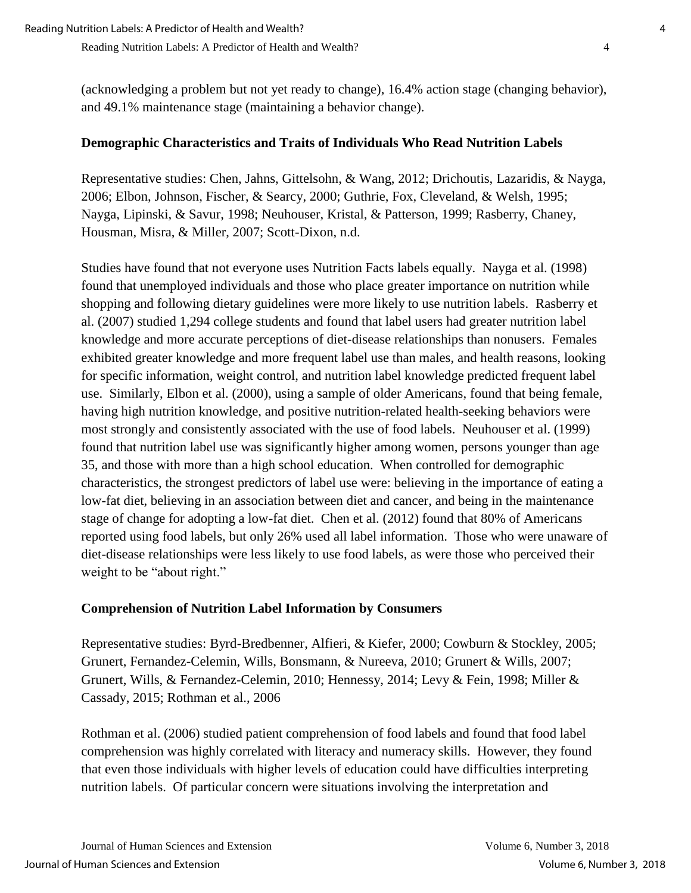(acknowledging a problem but not yet ready to change), 16.4% action stage (changing behavior), and 49.1% maintenance stage (maintaining a behavior change).

**Demographic Characteristics and Traits of Individuals Who Read Nutrition Labels**

Representative studies: Chen, Jahns, Gittelsohn, & Wang, 2012; Drichoutis, Lazaridis, & Nayga, 2006; Elbon, Johnson, Fischer, & Searcy, 2000; Guthrie, Fox, Cleveland, & Welsh, 1995; Nayga, Lipinski, & Savur, 1998; Neuhouser, Kristal, & Patterson, 1999; Rasberry, Chaney, Housman, Misra, & Miller, 2007; Scott-Dixon, n.d.

Studies have found that not everyone uses Nutrition Facts labels equally. Nayga et al. (1998) found that unemployed individuals and those who place greater importance on nutrition while shopping and following dietary guidelines were more likely to use nutrition labels. Rasberry et al. (2007) studied 1,294 college students and found that label users had greater nutrition label knowledge and more accurate perceptions of diet-disease relationships than nonusers. Females exhibited greater knowledge and more frequent label use than males, and health reasons, looking for specific information, weight control, and nutrition label knowledge predicted frequent label use. Similarly, Elbon et al. (2000), using a sample of older Americans, found that being female, having high nutrition knowledge, and positive nutrition-related health-seeking behaviors were most strongly and consistently associated with the use of food labels. Neuhouser et al. (1999) found that nutrition label use was significantly higher among women, persons younger than age 35, and those with more than a high school education. When controlled for demographic characteristics, the strongest predictors of label use were: believing in the importance of eating a low-fat diet, believing in an association between diet and cancer, and being in the maintenance stage of change for adopting a low-fat diet. Chen et al. (2012) found that 80% of Americans reported using food labels, but only 26% used all label information. Those who were unaware of diet-disease relationships were less likely to use food labels, as were those who perceived their weight to be "about right."

**Comprehension of Nutrition Label Information by Consumers**

Representative studies: Byrd-Bredbenner, Alfieri, & Kiefer, 2000; Cowburn & Stockley, 2005; Grunert, Fernandez-Celemin, Wills, Bonsmann, & Nureeva, 2010; Grunert & Wills, 2007; Grunert, Wills, & Fernandez-Celemin, 2010; Hennessy, 2014; Levy & Fein, 1998; Miller & Cassady, 2015; Rothman et al., 2006

Rothman et al. (2006) studied patient comprehension of food labels and found that food label comprehension was highly correlated with literacy and numeracy skills. However, they found that even those individuals with higher levels of education could have difficulties interpreting nutrition labels. Of particular concern were situations involving the interpretation and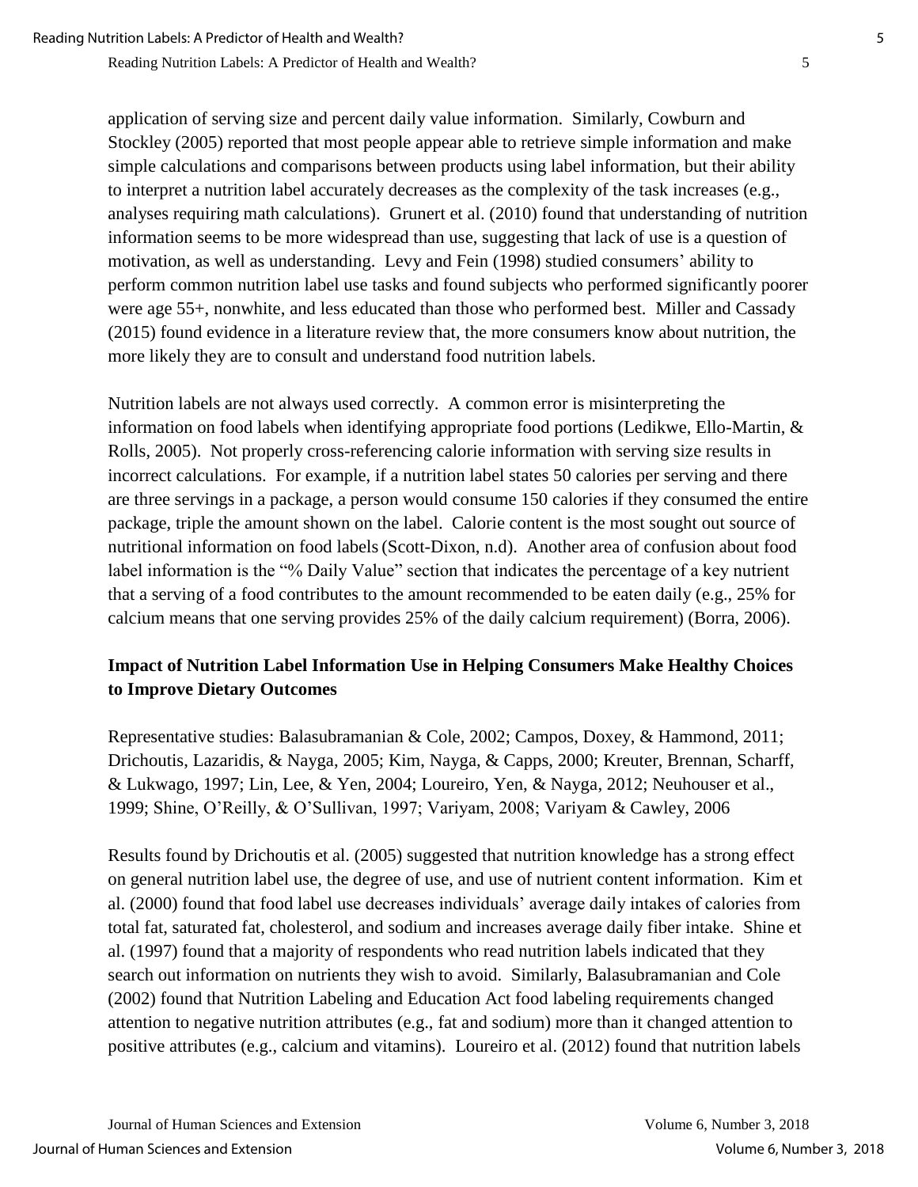application of serving size and percent daily value information. Similarly, Cowburn and Stockley (2005) reported that most people appear able to retrieve simple information and make simple calculations and comparisons between products using label information, but their ability to interpret a nutrition label accurately decreases as the complexity of the task increases (e.g., analyses requiring math calculations). Grunert et al. (2010) found that understanding of nutrition information seems to be more widespread than use, suggesting that lack of use is a question of motivation, as well as understanding. Levy and Fein (1998) studied consumers' ability to perform common nutrition label use tasks and found subjects who performed significantly poorer were age 55+, nonwhite, and less educated than those who performed best. Miller and Cassady (2015) found evidence in a literature review that, the more consumers know about nutrition, the more likely they are to consult and understand food nutrition labels.

Nutrition labels are not always used correctly. A common error is misinterpreting the information on food labels when identifying appropriate food portions (Ledikwe, Ello-Martin, & Rolls, 2005). Not properly cross-referencing calorie information with serving size results in incorrect calculations. For example, if a nutrition label states 50 calories per serving and there are three servings in a package, a person would consume 150 calories if they consumed the entire package, triple the amount shown on the label. Calorie content is the most sought out source of nutritional information on food labels (Scott-Dixon, n.d). Another area of confusion about food label information is the "% Daily Value" section that indicates the percentage of a key nutrient that a serving of a food contributes to the amount recommended to be eaten daily (e.g., 25% for calcium means that one serving provides 25% of the daily calcium requirement) (Borra, 2006).

## Impact of Nutrition Label Information Use in Helping Consumers Make Healthy Choices to Improve Dietary Outcomes

Representative studies: Balasubramanian & Cole, 2002; Campos, Doxey, & Hammond, 2011; Drichoutis, Lazaridis, & Nayga, 2005; Kim, Nayga, & Capps, 2000; Kreuter, Brennan, Scharff, & Lukwago, 1997; Lin, Lee, & Yen, 2004; Loureiro, Yen, & Nayga, 2012; Neuhouser et al., 1999; Shine, O'Reilly, & O'Sullivan, 1997; Variyam, 2008; Variyam & Cawley, 2006

Results found by Drichoutis et al. (2005) suggested that nutrition knowledge has a strong effect on general nutrition label use, the degree of use, and use of nutrient content information. Kim et al. (2000) found that food label use decreases individuals' average daily intakes of calories from total fat, saturated fat, cholesterol, and sodium and increases average daily fiber intake. Shine et al. (1997) found that a majority of respondents who read nutrition labels indicated that they search out information on nutrients they wish to avoid. Similarly, Balasubramanian and Cole (2002) found that Nutrition Labeling and Education Act food labeling requirements changed attention to negative nutrition attributes (e.g., fat and sodium) more than it changed attention to positive attributes (e.g., calcium and vitamins). Loureiro et al. (2012) found that nutrition labels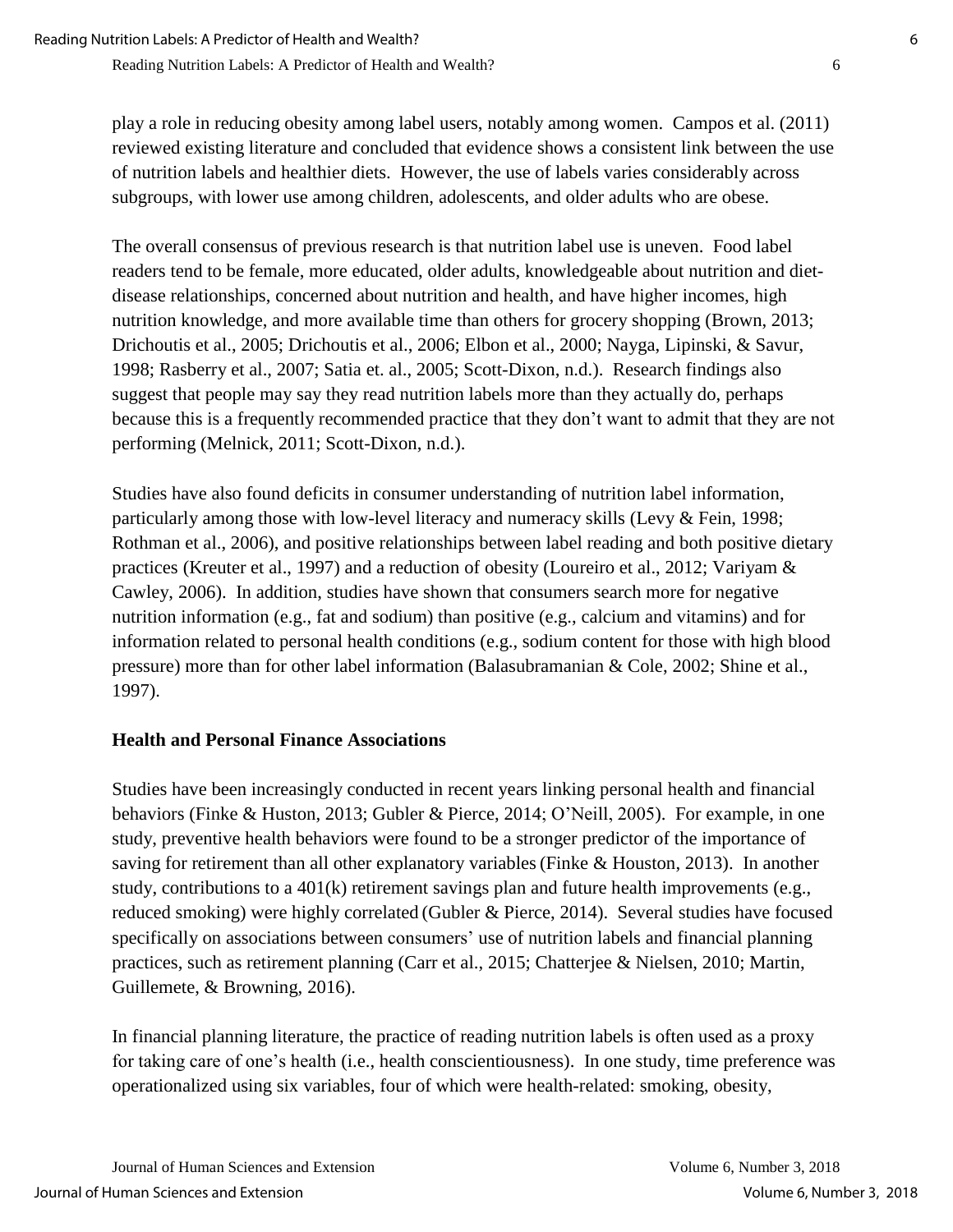play a role in reducing obesity among label users, notably among women. Campos et al. (2011) reviewed existing literature and concluded that evidence shows a consistent link between the use of nutrition labels and healthier diets. However, the use of labels varies considerably across subgroups, with lower use among children, adolescents, and older adults who are obese.

The overall consensus of previous research is that nutrition label use is uneven. Food label readers tend to be female, more educated, older adults, knowledgeable about nutrition and diet-disease relationships, concerned about nutrition and health, and have higher incomes, high nutrition knowledge, and more available time than others for grocery shopping (Brown, 2013; Drichoutis et al., 2005; Drichoutis et al., 2006; Elbon et al., 2000; Nayga, Lipinski, & Savur, 1998; Rasberry et al., 2007; Satia et. al., 2005; Scott-Dixon, n.d.). Research findings also suggest that people may say they read nutrition labels more than they actually do, perhaps because this is a frequently recommended practice that they don't want to admit that they are not performing (Melnick, 2011; Scott-Dixon, n.d.).

Studies have also found deficits in consumer understanding of nutrition label information, particularly among those with low-level literacy and numeracy skills (Levy & Fein, 1998; Rothman et al., 2006), and positive relationships between label reading and both positive dietary practices (Kreuter et al., 1997) and a reduction of obesity (Loureiro et al., 2012; Variyam & Cawley, 2006). In addition, studies have shown that consumers search more for negative nutrition information (e.g., fat and sodium) than positive (e.g., calcium and vitamins) and for information related to personal health conditions (e.g., sodium content for those with high blood pressure) more than for other label information (Balasubramanian & Cole, 2002; Shine et al., 1997).

## Health and Personal Finance Associations

Studies have been increasingly conducted in recent years linking personal health and financial behaviors (Finke & Huston, 2013; Gubler & Pierce, 2014; O'Neill, 2005). For example, in one study, preventive health behaviors were found to be a stronger predictor of the importance of saving for retirement than all other explanatory variables (Finke & Houston, 2013). In another study, contributions to a 401(k) retirement savings plan and future health improvements (e.g., reduced smoking) were highly correlated (Gubler & Pierce, 2014). Several studies have focused specifically on associations between consumers' use of nutrition labels and financial planning practices, such as retirement planning (Carr et al., 2015; Chatterjee & Nielsen, 2010; Martin, Guillemete, & Browning, 2016).

In financial planning literature, the practice of reading nutrition labels is often used as a proxy for taking care of one's health (i.e., health conscientiousness). In one study, time preference was operationalized using six variables, four of which were health-related: smoking, obesity,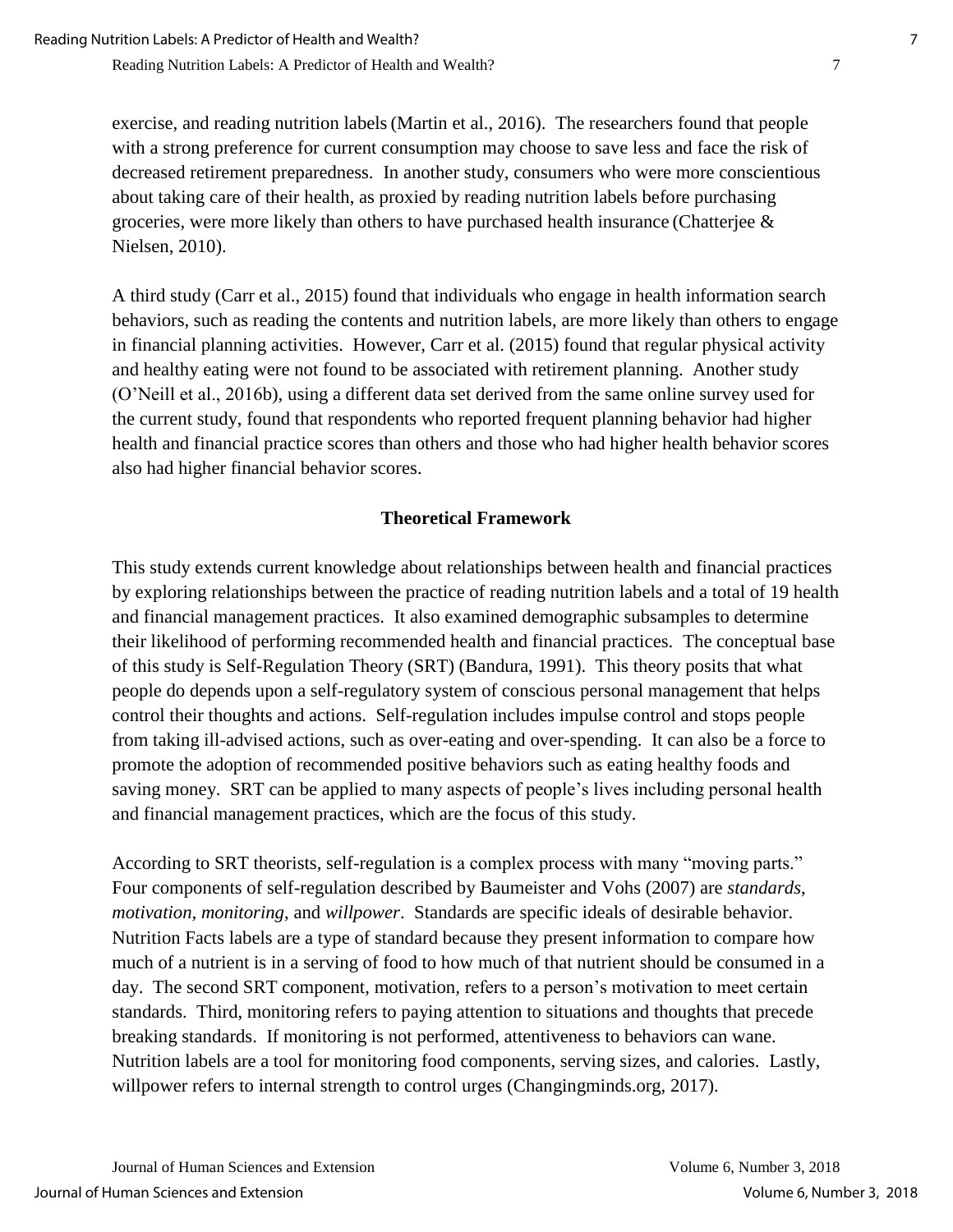exercise, and reading nutrition labels (Martin et al., 2016). The researchers found that people with a strong preference for current consumption may choose to save less and face the risk of decreased retirement preparedness. In another study, consumers who were more conscientious about taking care of their health, as proxied by reading nutrition labels before purchasing groceries, were more likely than others to have purchased health insurance (Chatterjee & Nielsen, 2010).

A third study (Carr et al., 2015) found that individuals who engage in health information search behaviors, such as reading the contents and nutrition labels, are more likely than others to engage in financial planning activities. However, Carr et al. (2015) found that regular physical activity and healthy eating were not found to be associated with retirement planning. Another study (O'Neill et al., 2016b), using a different data set derived from the same online survey used for the current study, found that respondents who reported frequent planning behavior had higher health and financial practice scores than others and those who had higher health behavior scores also had higher financial behavior scores.

## Theoretical Framework

This study extends current knowledge about relationships between health and financial practices by exploring relationships between the practice of reading nutrition labels and a total of 19 health and financial management practices. It also examined demographic subsamples to determine their likelihood of performing recommended health and financial practices. The conceptual base of this study is Self-Regulation Theory (SRT) (Bandura, 1991). This theory posits that what people do depends upon a self-regulatory system of conscious personal management that helps control their thoughts and actions. Self-regulation includes impulse control and stops people from taking ill-advised actions, such as over-eating and over-spending. It can also be a force to promote the adoption of recommended positive behaviors such as eating healthy foods and saving money. SRT can be applied to many aspects of people's lives including personal health and financial management practices, which are the focus of this study.

According to SRT theorists, self-regulation is a complex process with many "moving parts." Four components of self-regulation described by Baumeister and Vohs (2007) are *standards*, *motivation*, *monitoring*, and *willpower*. Standards are specific ideals of desirable behavior. Nutrition Facts labels are a type of standard because they present information to compare how much of a nutrient is in a serving of food to how much of that nutrient should be consumed in a day. The second SRT component, motivation, refers to a person's motivation to meet certain standards. Third, monitoring refers to paying attention to situations and thoughts that precede breaking standards. If monitoring is not performed, attentiveness to behaviors can wane. Nutrition labels are a tool for monitoring food components, serving sizes, and calories. Lastly, willpower refers to internal strength to control urges (Changingminds.org, 2017).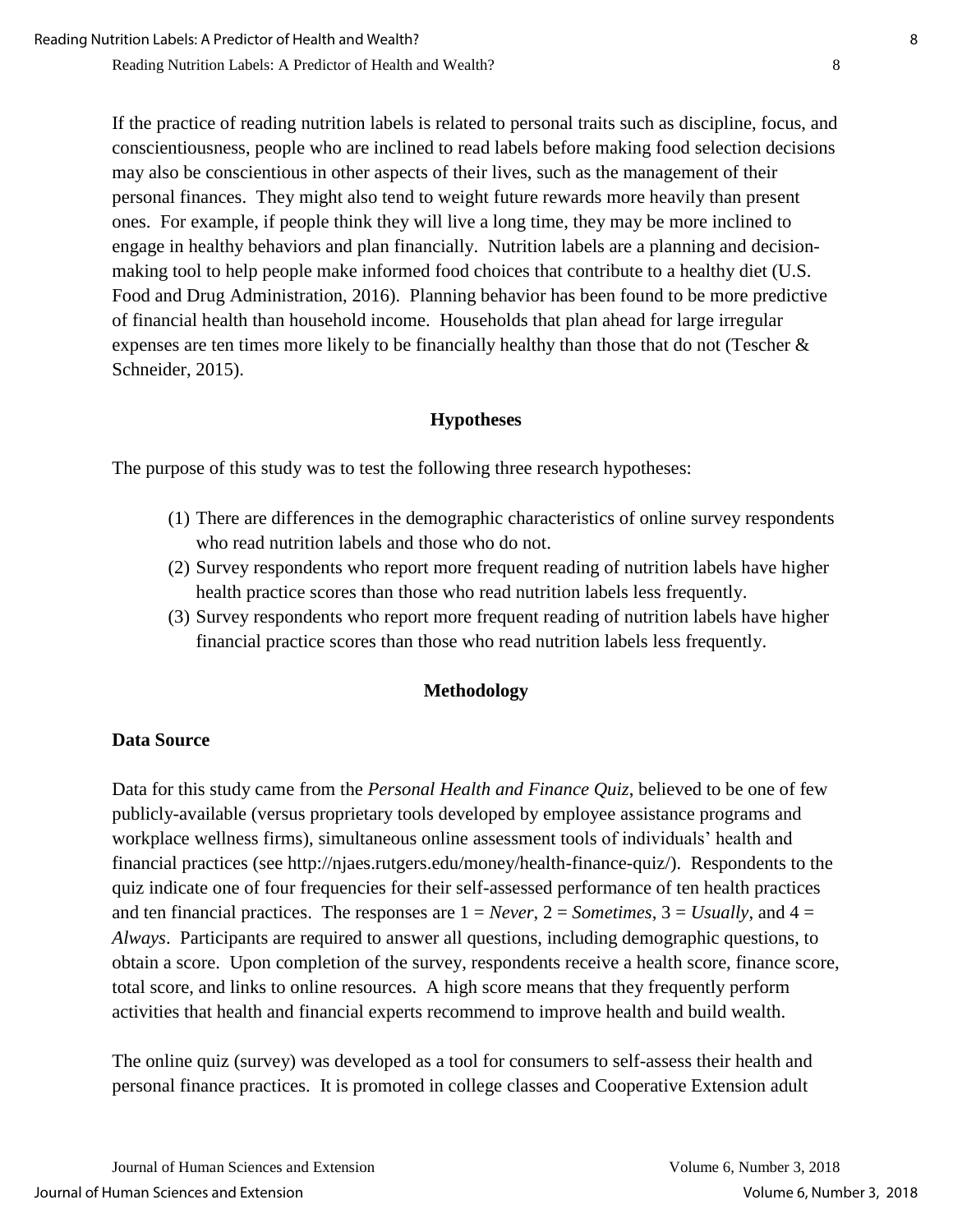If the practice of reading nutrition labels is related to personal traits such as discipline, focus, and conscientiousness, people who are inclined to read labels before making food selection decisions may also be conscientious in other aspects of their lives, such as the management of their personal finances. They might also tend to weight future rewards more heavily than present ones. For example, if people think they will live a long time, they may be more inclined to engage in healthy behaviors and plan financially. Nutrition labels are a planning and decision-making tool to help people make informed food choices that contribute to a healthy diet (U.S. Food and Drug Administration, 2016). Planning behavior has been found to be more predictive of financial health than household income. Households that plan ahead for large irregular expenses are ten times more likely to be financially healthy than those that do not (Tescher & Schneider, 2015).

## Hypotheses

The purpose of this study was to test the following three research hypotheses:

1. There are differences in the demographic characteristics of online survey respondents who read nutrition labels and those who do not.
2. Survey respondents who report more frequent reading of nutrition labels have higher health practice scores than those who read nutrition labels less frequently.
3. Survey respondents who report more frequent reading of nutrition labels have higher financial practice scores than those who read nutrition labels less frequently.

## Methodology

### Data Source

Data for this study came from the *Personal Health and Finance Quiz*, believed to be one of few publicly-available (versus proprietary tools developed by employee assistance programs and workplace wellness firms), simultaneous online assessment tools of individuals' health and financial practices (see http://njaes.rutgers.edu/money/health-finance-quiz/). Respondents to the quiz indicate one of four frequencies for their self-assessed performance of ten health practices and ten financial practices. The responses are 1 = *Never*, 2 = *Sometimes*, 3 = *Usually*, and 4 = *Always*. Participants are required to answer all questions, including demographic questions, to obtain a score. Upon completion of the survey, respondents receive a health score, finance score, total score, and links to online resources. A high score means that they frequently perform activities that health and financial experts recommend to improve health and build wealth.

The online quiz (survey) was developed as a tool for consumers to self-assess their health and personal finance practices. It is promoted in college classes and Cooperative Extension adult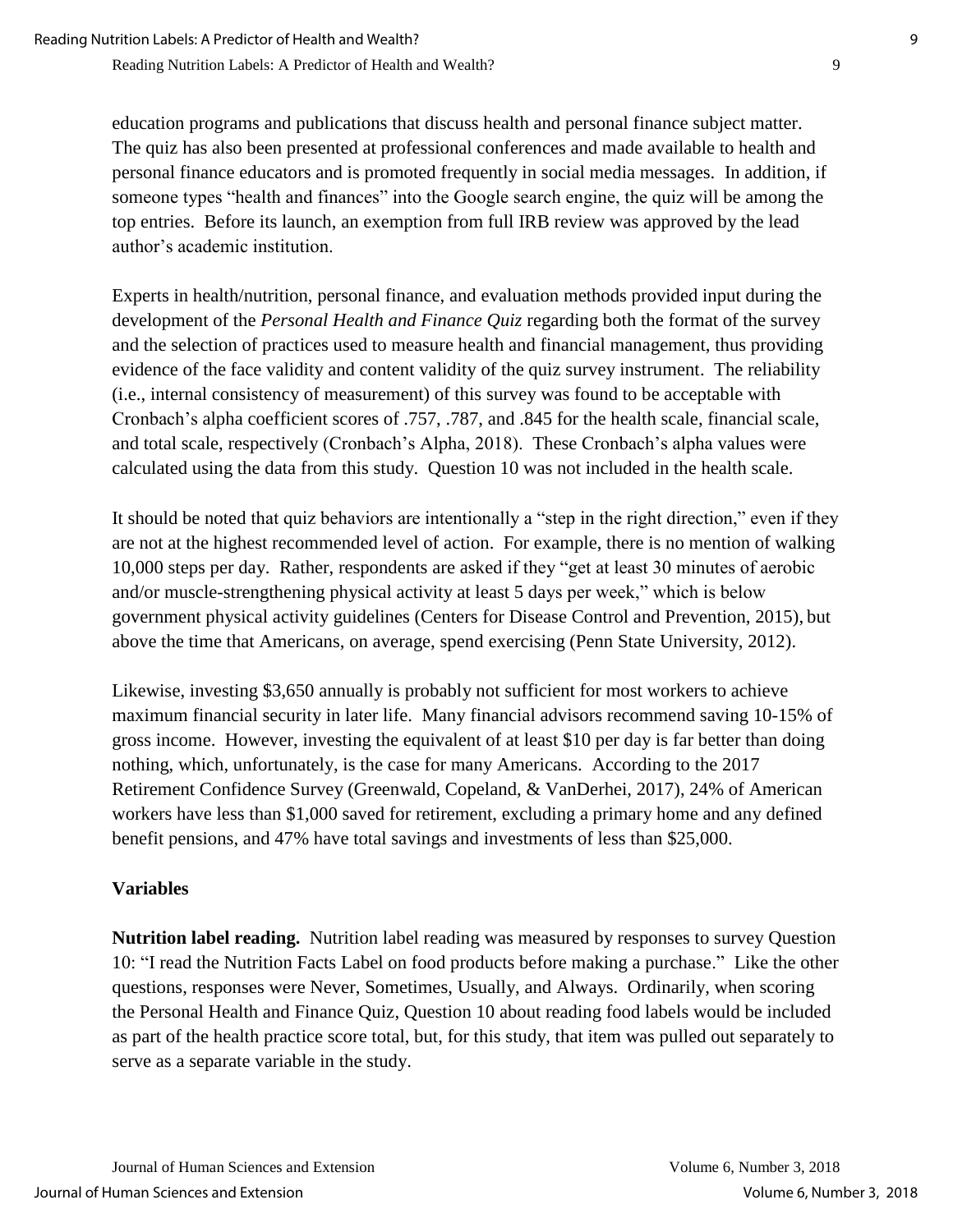education programs and publications that discuss health and personal finance subject matter. The quiz has also been presented at professional conferences and made available to health and personal finance educators and is promoted frequently in social media messages. In addition, if someone types "health and finances" into the Google search engine, the quiz will be among the top entries. Before its launch, an exemption from full IRB review was approved by the lead author's academic institution.

Experts in health/nutrition, personal finance, and evaluation methods provided input during the development of the *Personal Health and Finance Quiz* regarding both the format of the survey and the selection of practices used to measure health and financial management, thus providing evidence of the face validity and content validity of the quiz survey instrument. The reliability (i.e., internal consistency of measurement) of this survey was found to be acceptable with Cronbach's alpha coefficient scores of .757, .787, and .845 for the health scale, financial scale, and total scale, respectively (Cronbach's Alpha, 2018). These Cronbach's alpha values were calculated using the data from this study. Question 10 was not included in the health scale.

It should be noted that quiz behaviors are intentionally a "step in the right direction," even if they are not at the highest recommended level of action. For example, there is no mention of walking 10,000 steps per day. Rather, respondents are asked if they "get at least 30 minutes of aerobic and/or muscle-strengthening physical activity at least 5 days per week," which is below government physical activity guidelines (Centers for Disease Control and Prevention, 2015), but above the time that Americans, on average, spend exercising (Penn State University, 2012).

Likewise, investing $3,650 annually is probably not sufficient for most workers to achieve maximum financial security in later life. Many financial advisors recommend saving 10-15% of gross income. However, investing the equivalent of at least $10 per day is far better than doing nothing, which, unfortunately, is the case for many Americans. According to the 2017 Retirement Confidence Survey (Greenwald, Copeland, & VanDerhei, 2017), 24% of American workers have less than $1,000 saved for retirement, excluding a primary home and any defined benefit pensions, and 47% have total savings and investments of less than $25,000.

### Variables

**Nutrition label reading.** Nutrition label reading was measured by responses to survey Question 10: "I read the Nutrition Facts Label on food products before making a purchase." Like the other questions, responses were Never, Sometimes, Usually, and Always. Ordinarily, when scoring the Personal Health and Finance Quiz, Question 10 about reading food labels would be included as part of the health practice score total, but, for this study, that item was pulled out separately to serve as a separate variable in the study.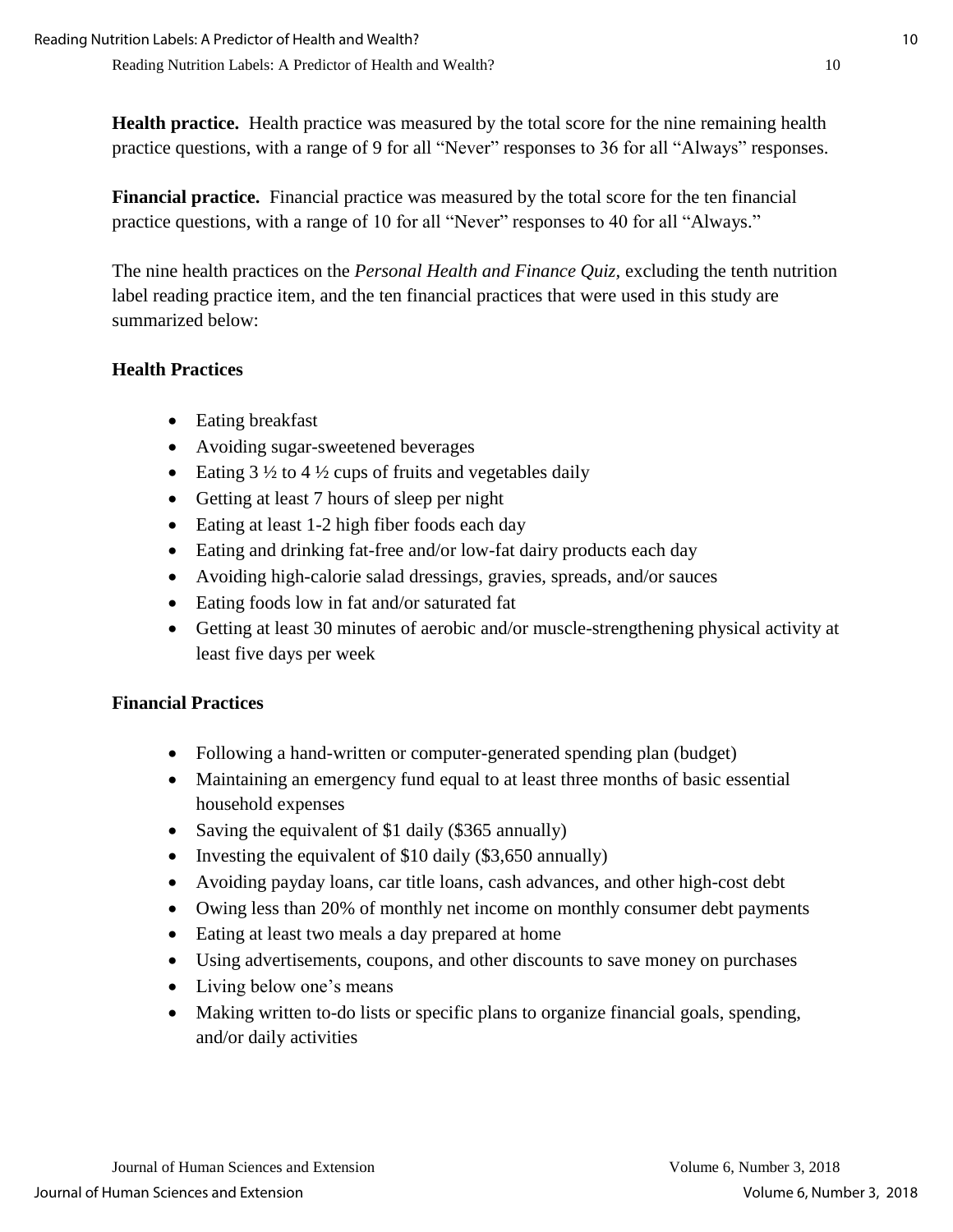**Health practice.** Health practice was measured by the total score for the nine remaining health practice questions, with a range of 9 for all "Never" responses to 36 for all "Always" responses.

**Financial practice.** Financial practice was measured by the total score for the ten financial practice questions, with a range of 10 for all "Never" responses to 40 for all "Always."

The nine health practices on the *Personal Health and Finance Quiz*, excluding the tenth nutrition label reading practice item, and the ten financial practices that were used in this study are summarized below:

**Health Practices**

- Eating breakfast
- Avoiding sugar-sweetened beverages
- Eating 3 ½ to 4 ½ cups of fruits and vegetables daily
- Getting at least 7 hours of sleep per night
- Eating at least 1-2 high fiber foods each day
- Eating and drinking fat-free and/or low-fat dairy products each day
- Avoiding high-calorie salad dressings, gravies, spreads, and/or sauces
- Eating foods low in fat and/or saturated fat
- Getting at least 30 minutes of aerobic and/or muscle-strengthening physical activity at least five days per week

**Financial Practices**

- Following a hand-written or computer-generated spending plan (budget)
- Maintaining an emergency fund equal to at least three months of basic essential household expenses
- Saving the equivalent of $1 daily ($365 annually)
- Investing the equivalent of $10 daily ($3,650 annually)
- Avoiding payday loans, car title loans, cash advances, and other high-cost debt
- Owing less than 20% of monthly net income on monthly consumer debt payments
- Eating at least two meals a day prepared at home
- Using advertisements, coupons, and other discounts to save money on purchases
- Living below one's means
- Making written to-do lists or specific plans to organize financial goals, spending, and/or daily activities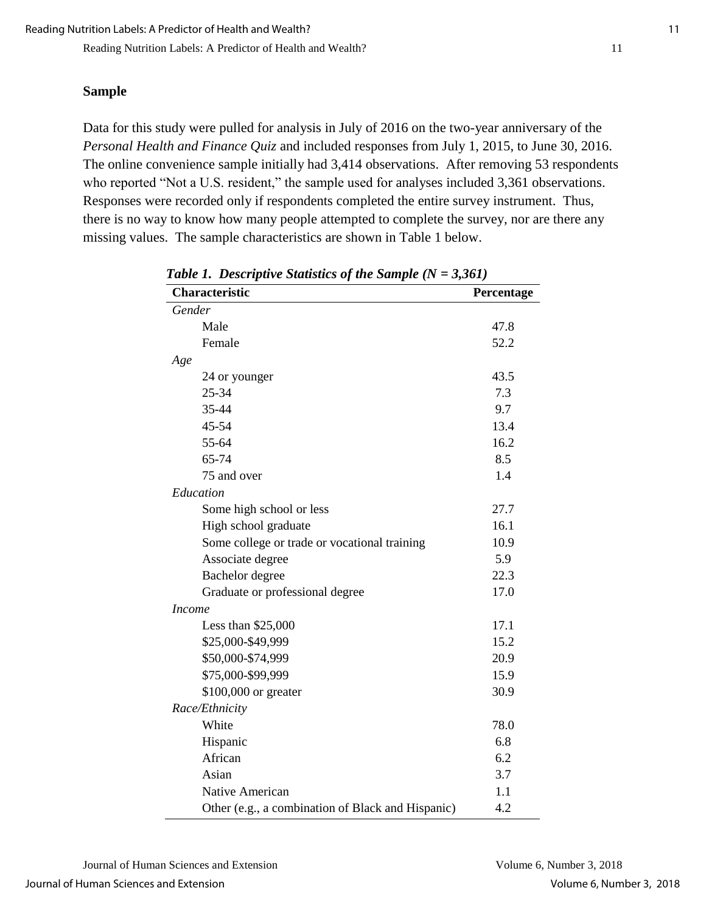## Sample

Data for this study were pulled for analysis in July of 2016 on the two-year anniversary of the *Personal Health and Finance Quiz* and included responses from July 1, 2015, to June 30, 2016. The online convenience sample initially had 3,414 observations. After removing 53 respondents who reported "Not a U.S. resident," the sample used for analyses included 3,361 observations. Responses were recorded only if respondents completed the entire survey instrument. Thus, there is no way to know how many people attempted to complete the survey, nor are there any missing values. The sample characteristics are shown in Table 1 below.

***Table 1. Descriptive Statistics of the Sample (N = 3,361)***

| Characteristic | Percentage |
|---|---|
| *Gender* | |
| Male | 47.8 |
| Female | 52.2 |
| *Age* | |
| 24 or younger | 43.5 |
| 25-34 | 7.3 |
| 35-44 | 9.7 |
| 45-54 | 13.4 |
| 55-64 | 16.2 |
| 65-74 | 8.5 |
| 75 and over | 1.4 |
| *Education* | |
| Some high school or less | 27.7 |
| High school graduate | 16.1 |
| Some college or trade or vocational training | 10.9 |
| Associate degree | 5.9 |
| Bachelor degree | 22.3 |
| Graduate or professional degree | 17.0 |
| *Income* | |
| Less than $25,000 | 17.1 |
| $25,000-$49,999 | 15.2 |
| $50,000-$74,999 | 20.9 |
| $75,000-$99,999 | 15.9 |
| $100,000 or greater | 30.9 |
| *Race/Ethnicity* | |
| White | 78.0 |
| Hispanic | 6.8 |
| African | 6.2 |
| Asian | 3.7 |
| Native American | 1.1 |
| Other (e.g., a combination of Black and Hispanic) | 4.2 |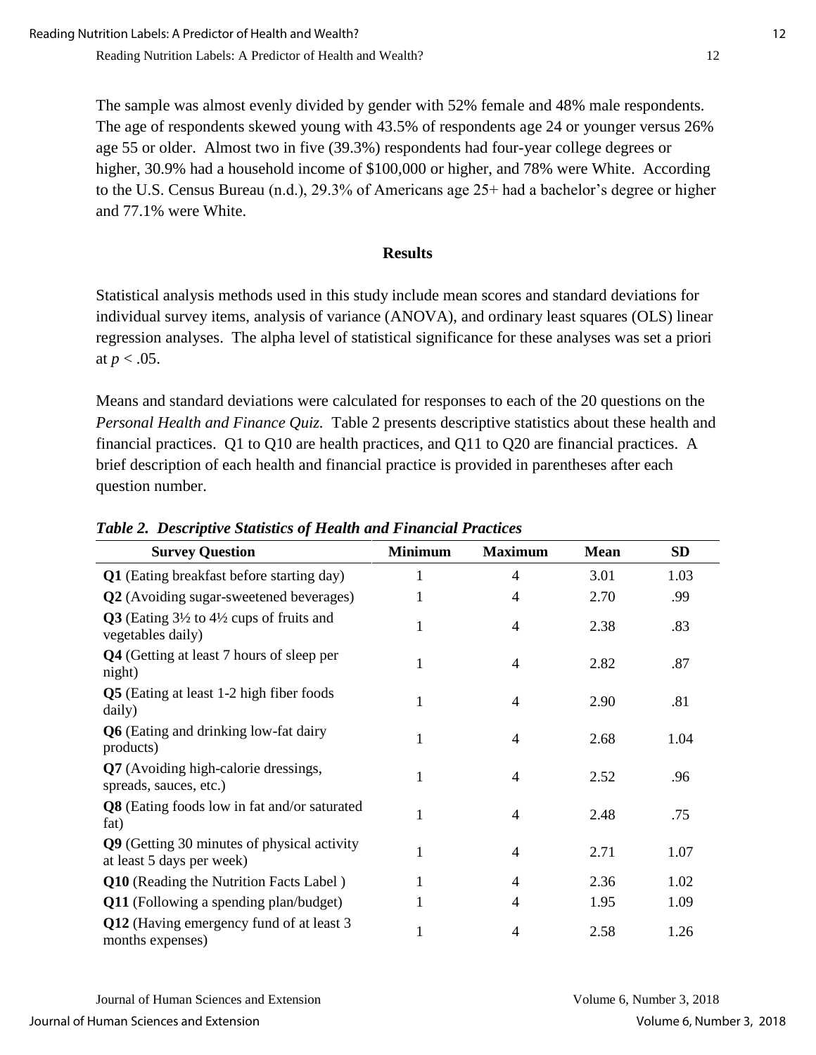The sample was almost evenly divided by gender with 52% female and 48% male respondents. The age of respondents skewed young with 43.5% of respondents age 24 or younger versus 26% age 55 or older. Almost two in five (39.3%) respondents had four-year college degrees or higher, 30.9% had a household income of \$100,000 or higher, and 78% were White. According to the U.S. Census Bureau (n.d.), 29.3% of Americans age 25+ had a bachelor's degree or higher and 77.1% were White.

## Results

Statistical analysis methods used in this study include mean scores and standard deviations for individual survey items, analysis of variance (ANOVA), and ordinary least squares (OLS) linear regression analyses. The alpha level of statistical significance for these analyses was set a priori at $p < .05$.

Means and standard deviations were calculated for responses to each of the 20 questions on the *Personal Health and Finance Quiz.* Table 2 presents descriptive statistics about these health and financial practices. Q1 to Q10 are health practices, and Q11 to Q20 are financial practices. A brief description of each health and financial practice is provided in parentheses after each question number.

***Table 2. Descriptive Statistics of Health and Financial Practices***

| Survey Question | Minimum | Maximum | Mean | SD |
|---|---|---|---|---|
| **Q1** (Eating breakfast before starting day) | 1 | 4 | 3.01 | 1.03 |
| **Q2** (Avoiding sugar-sweetened beverages) | 1 | 4 | 2.70 | .99 |
| **Q3** (Eating 3½ to 4½ cups of fruits and vegetables daily) | 1 | 4 | 2.38 | .83 |
| **Q4** (Getting at least 7 hours of sleep per night) | 1 | 4 | 2.82 | .87 |
| **Q5** (Eating at least 1-2 high fiber foods daily) | 1 | 4 | 2.90 | .81 |
| **Q6** (Eating and drinking low-fat dairy products) | 1 | 4 | 2.68 | 1.04 |
| **Q7** (Avoiding high-calorie dressings, spreads, sauces, etc.) | 1 | 4 | 2.52 | .96 |
| **Q8** (Eating foods low in fat and/or saturated fat) | 1 | 4 | 2.48 | .75 |
| **Q9** (Getting 30 minutes of physical activity at least 5 days per week) | 1 | 4 | 2.71 | 1.07 |
| **Q10** (Reading the Nutrition Facts Label ) | 1 | 4 | 2.36 | 1.02 |
| **Q11** (Following a spending plan/budget) | 1 | 4 | 1.95 | 1.09 |
| **Q12** (Having emergency fund of at least 3 months expenses) | 1 | 4 | 2.58 | 1.26 |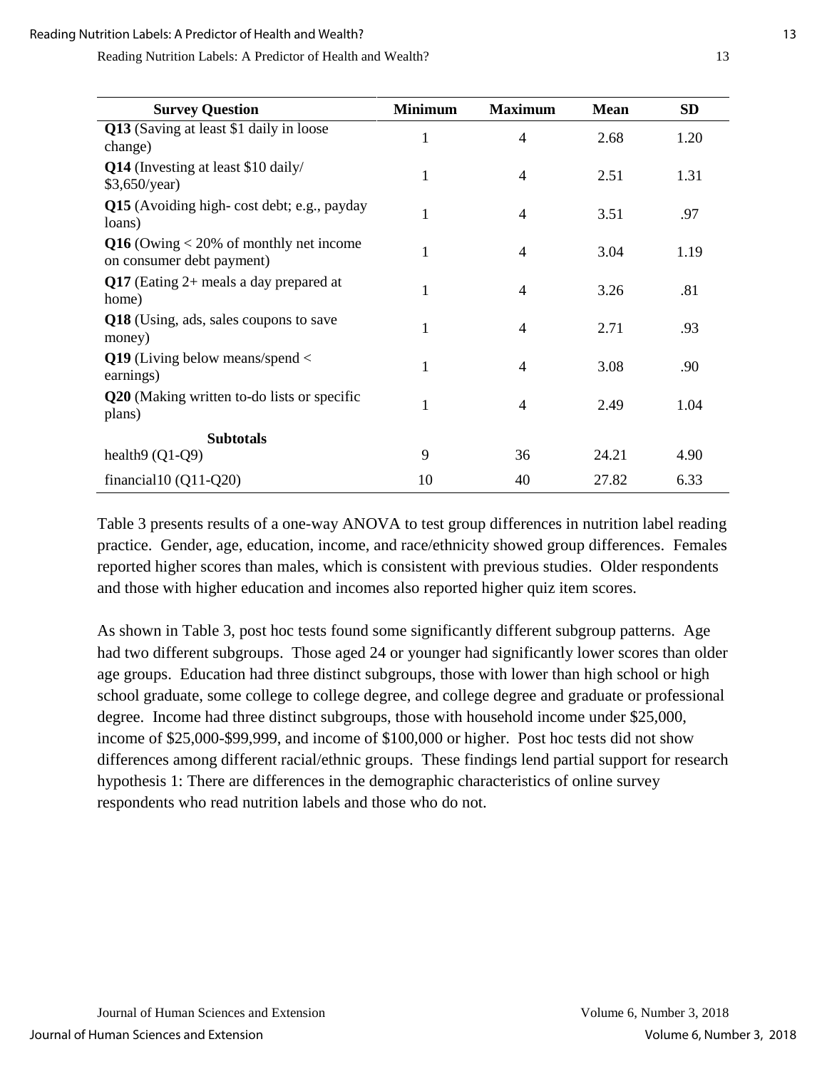| Survey Question | Minimum | Maximum | Mean | SD |
|---|---|---|---|---|
| **Q13** (Saving at least $1 daily in loose change) | 1 | 4 | 2.68 | 1.20 |
| **Q14** (Investing at least $10 daily/ $3,650/year) | 1 | 4 | 2.51 | 1.31 |
| **Q15** (Avoiding high- cost debt; e.g., payday loans) | 1 | 4 | 3.51 | .97 |
| **Q16** (Owing < 20% of monthly net income on consumer debt payment) | 1 | 4 | 3.04 | 1.19 |
| **Q17** (Eating 2+ meals a day prepared at home) | 1 | 4 | 3.26 | .81 |
| **Q18** (Using, ads, sales coupons to save money) | 1 | 4 | 2.71 | .93 |
| **Q19** (Living below means/spend < earnings) | 1 | 4 | 3.08 | .90 |
| **Q20** (Making written to-do lists or specific plans) | 1 | 4 | 2.49 | 1.04 |
| **Subtotals** | | | | |
| health9 (Q1-Q9) | 9 | 36 | 24.21 | 4.90 |
| financial10 (Q11-Q20) | 10 | 40 | 27.82 | 6.33 |

Table 3 presents results of a one-way ANOVA to test group differences in nutrition label reading practice. Gender, age, education, income, and race/ethnicity showed group differences. Females reported higher scores than males, which is consistent with previous studies. Older respondents and those with higher education and incomes also reported higher quiz item scores.

As shown in Table 3, post hoc tests found some significantly different subgroup patterns. Age had two different subgroups. Those aged 24 or younger had significantly lower scores than older age groups. Education had three distinct subgroups, those with lower than high school or high school graduate, some college to college degree, and college degree and graduate or professional degree. Income had three distinct subgroups, those with household income under $25,000, income of $25,000-$99,999, and income of $100,000 or higher. Post hoc tests did not show differences among different racial/ethnic groups. These findings lend partial support for research hypothesis 1: There are differences in the demographic characteristics of online survey respondents who read nutrition labels and those who do not.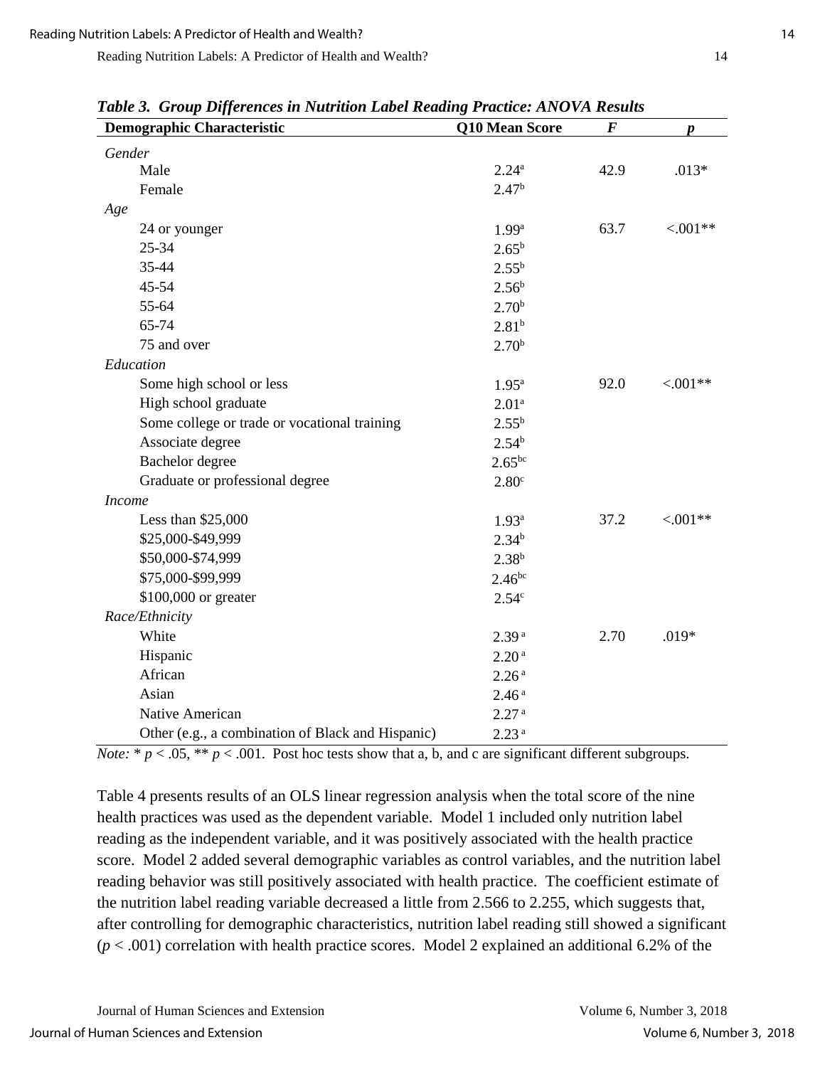***Table 3. Group Differences in Nutrition Label Reading Practice: ANOVA Results***

| Demographic Characteristic | Q10 Mean Score | *F* | *p* |
|---|---|---|---|
| *Gender* | | | |
| Male | $2.24^{a}$ | 42.9 | .013* |
| Female | $2.47^{b}$ | | |
| *Age* | | | |
| 24 or younger | $1.99^{a}$ | 63.7 | <.001** |
| 25-34 | $2.65^{b}$ | | |
| 35-44 | $2.55^{b}$ | | |
| 45-54 | $2.56^{b}$ | | |
| 55-64 | $2.70^{b}$ | | |
| 65-74 | $2.81^{b}$ | | |
| 75 and over | $2.70^{b}$ | | |
| *Education* | | | |
| Some high school or less | $1.95^{a}$ | 92.0 | <.001** |
| High school graduate | $2.01^{a}$ | | |
| Some college or trade or vocational training | $2.55^{b}$ | | |
| Associate degree | $2.54^{b}$ | | |
| Bachelor degree | $2.65^{bc}$ | | |
| Graduate or professional degree | $2.80^{c}$ | | |
| *Income* | | | |
| Less than $25,000 | $1.93^{a}$ | 37.2 | <.001** |
| $25,000-$49,999 | $2.34^{b}$ | | |
| $50,000-$74,999 | $2.38^{b}$ | | |
| $75,000-$99,999 | $2.46^{bc}$ | | |
| $100,000 or greater | $2.54^{c}$ | | |
| *Race/Ethnicity* | | | |
| White | $2.39^{a}$ | 2.70 | .019* |
| Hispanic | $2.20^{a}$ | | |
| African | $2.26^{a}$ | | |
| Asian | $2.46^{a}$ | | |
| Native American | $2.27^{a}$ | | |
| Other (e.g., a combination of Black and Hispanic) | $2.23^{a}$ | | |

*Note:* * $p < .05$, ** $p < .001$. Post hoc tests show that a, b, and c are significant different subgroups.

Table 4 presents results of an OLS linear regression analysis when the total score of the nine health practices was used as the dependent variable. Model 1 included only nutrition label reading as the independent variable, and it was positively associated with the health practice score. Model 2 added several demographic variables as control variables, and the nutrition label reading behavior was still positively associated with health practice. The coefficient estimate of the nutrition label reading variable decreased a little from 2.566 to 2.255, which suggests that, after controlling for demographic characteristics, nutrition label reading still showed a significant ($p < .001$) correlation with health practice scores. Model 2 explained an additional 6.2% of the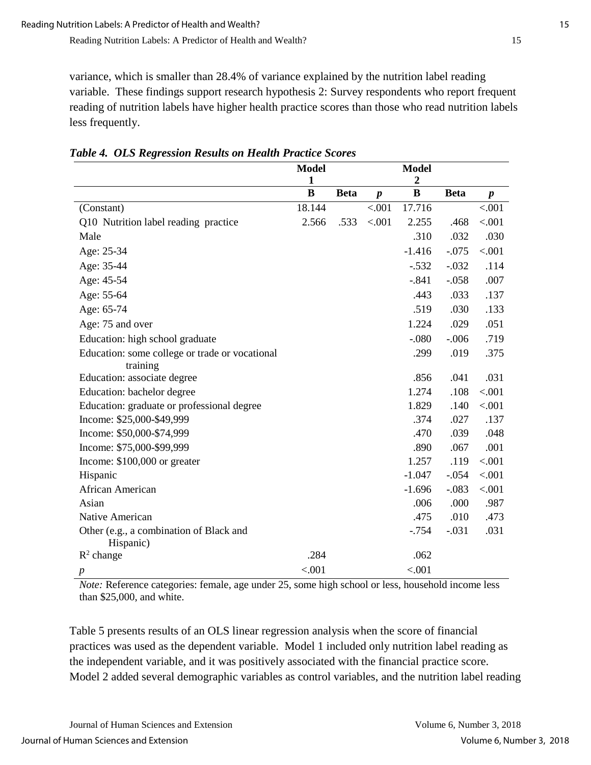variance, which is smaller than 28.4% of variance explained by the nutrition label reading variable. These findings support research hypothesis 2: Survey respondents who report frequent reading of nutrition labels have higher health practice scores than those who read nutrition labels less frequently.

***Table 4. OLS Regression Results on Health Practice Scores***

| | Model 1 | | | Model 2 | | |
|---|---|---|---|---|---|---|
| | **B** | **Beta** | ***p*** | **B** | **Beta** | ***p*** |
| (Constant) | 18.144 | | <.001 | 17.716 | | <.001 |
| Q10 Nutrition label reading practice | 2.566 | .533 | <.001 | 2.255 | .468 | <.001 |
| Male | | | | .310 | .032 | .030 |
| Age: 25-34 | | | | -1.416 | -.075 | <.001 |
| Age: 35-44 | | | | -.532 | -.032 | .114 |
| Age: 45-54 | | | | -.841 | -.058 | .007 |
| Age: 55-64 | | | | .443 | .033 | .137 |
| Age: 65-74 | | | | .519 | .030 | .133 |
| Age: 75 and over | | | | 1.224 | .029 | .051 |
| Education: high school graduate | | | | -.080 | -.006 | .719 |
| Education: some college or trade or vocational training | | | | .299 | .019 | .375 |
| Education: associate degree | | | | .856 | .041 | .031 |
| Education: bachelor degree | | | | 1.274 | .108 | <.001 |
| Education: graduate or professional degree | | | | 1.829 | .140 | <.001 |
| Income: $25,000-$49,999 | | | | .374 | .027 | .137 |
| Income: $50,000-$74,999 | | | | .470 | .039 | .048 |
| Income: $75,000-$99,999 | | | | .890 | .067 | .001 |
| Income: $100,000 or greater | | | | 1.257 | .119 | <.001 |
| Hispanic | | | | -1.047 | -.054 | <.001 |
| African American | | | | -1.696 | -.083 | <.001 |
| Asian | | | | .006 | .000 | .987 |
| Native American | | | | .475 | .010 | .473 |
| Other (e.g., a combination of Black and Hispanic) | | | | -.754 | -.031 | .031 |
| $R^2$ change | .284 | | | .062 | | |
| *p* | <.001 | | | <.001 | | |

*Note:* Reference categories: female, age under 25, some high school or less, household income less than $25,000, and white.

Table 5 presents results of an OLS linear regression analysis when the score of financial practices was used as the dependent variable. Model 1 included only nutrition label reading as the independent variable, and it was positively associated with the financial practice score. Model 2 added several demographic variables as control variables, and the nutrition label reading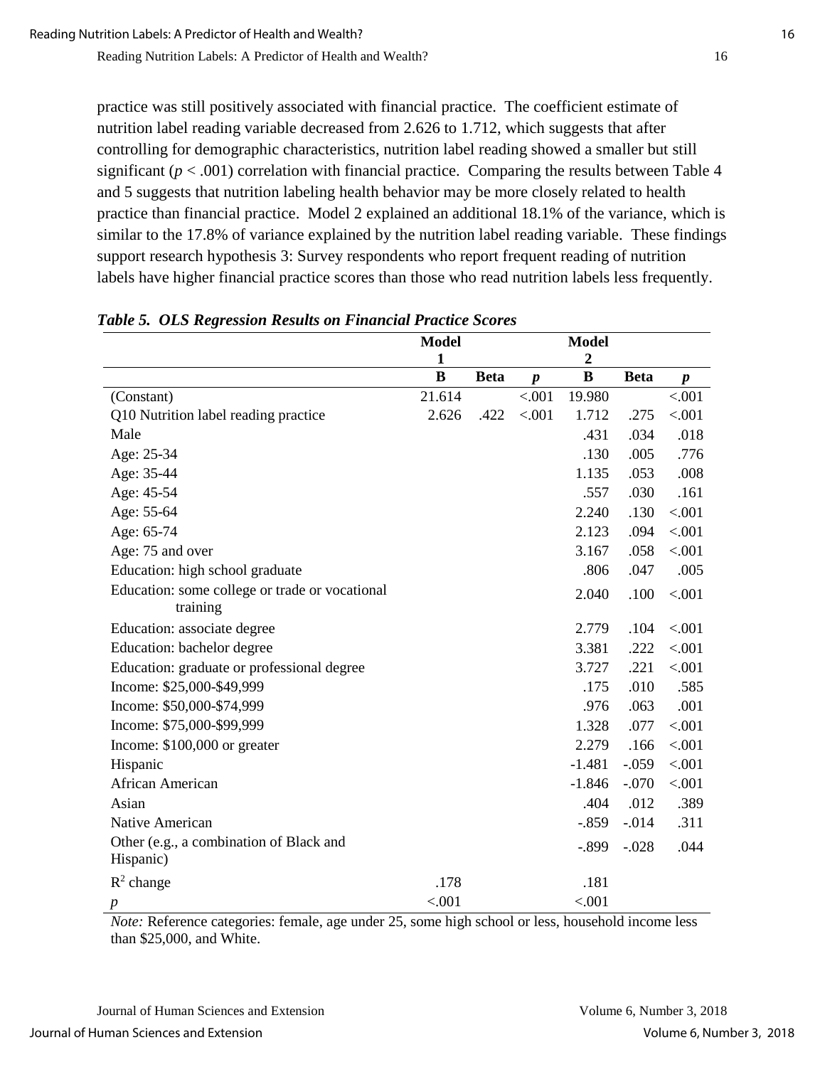practice was still positively associated with financial practice. The coefficient estimate of nutrition label reading variable decreased from 2.626 to 1.712, which suggests that after controlling for demographic characteristics, nutrition label reading showed a smaller but still significant ($p < .001$) correlation with financial practice. Comparing the results between Table 4 and 5 suggests that nutrition labeling health behavior may be more closely related to health practice than financial practice. Model 2 explained an additional 18.1% of the variance, which is similar to the 17.8% of variance explained by the nutrition label reading variable. These findings support research hypothesis 3: Survey respondents who report frequent reading of nutrition labels have higher financial practice scores than those who read nutrition labels less frequently.

***Table 5. OLS Regression Results on Financial Practice Scores***

| | Model 1 | | | Model 2 | | |
|---|---|---|---|---|---|---|
| | **B** | **Beta** | ***p*** | **B** | **Beta** | ***p*** |
| (Constant) | 21.614 | | <.001 | 19.980 | | <.001 |
| Q10 Nutrition label reading practice | 2.626 | .422 | <.001 | 1.712 | .275 | <.001 |
| Male | | | | .431 | .034 | .018 |
| Age: 25-34 | | | | .130 | .005 | .776 |
| Age: 35-44 | | | | 1.135 | .053 | .008 |
| Age: 45-54 | | | | .557 | .030 | .161 |
| Age: 55-64 | | | | 2.240 | .130 | <.001 |
| Age: 65-74 | | | | 2.123 | .094 | <.001 |
| Age: 75 and over | | | | 3.167 | .058 | <.001 |
| Education: high school graduate | | | | .806 | .047 | .005 |
| Education: some college or trade or vocational training | | | | 2.040 | .100 | <.001 |
| Education: associate degree | | | | 2.779 | .104 | <.001 |
| Education: bachelor degree | | | | 3.381 | .222 | <.001 |
| Education: graduate or professional degree | | | | 3.727 | .221 | <.001 |
| Income: $25,000-$49,999 | | | | .175 | .010 | .585 |
| Income: $50,000-$74,999 | | | | .976 | .063 | .001 |
| Income: $75,000-$99,999 | | | | 1.328 | .077 | <.001 |
| Income: $100,000 or greater | | | | 2.279 | .166 | <.001 |
| Hispanic | | | | -1.481 | -.059 | <.001 |
| African American | | | | -1.846 | -.070 | <.001 |
| Asian | | | | .404 | .012 | .389 |
| Native American | | | | -.859 | -.014 | .311 |
| Other (e.g., a combination of Black and Hispanic) | | | | -.899 | -.028 | .044 |
| $R^2$ change | .178 | | | .181 | | |
| *p* | <.001 | | | <.001 | | |

*Note:* Reference categories: female, age under 25, some high school or less, household income less than $25,000, and White.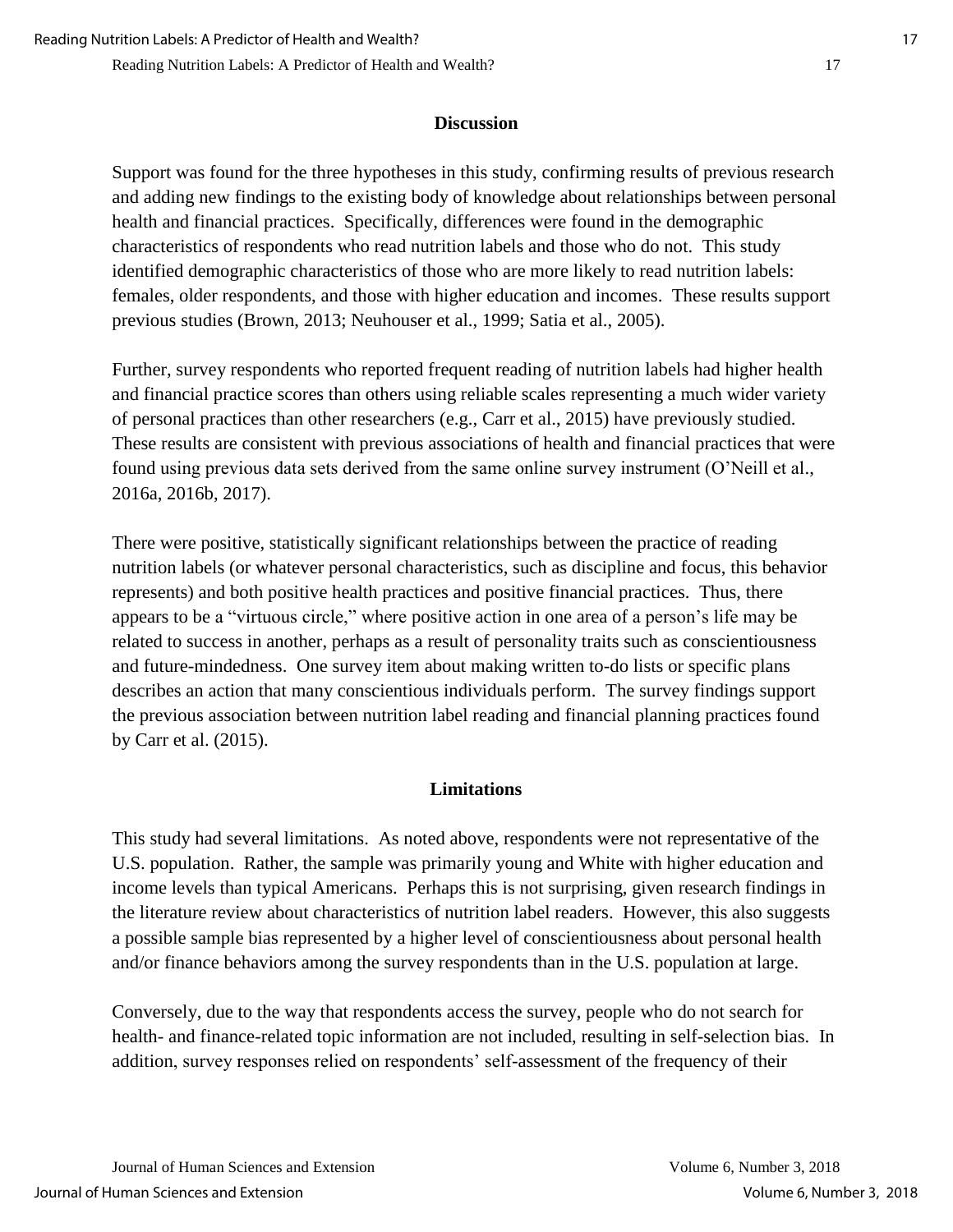## Discussion

Support was found for the three hypotheses in this study, confirming results of previous research and adding new findings to the existing body of knowledge about relationships between personal health and financial practices. Specifically, differences were found in the demographic characteristics of respondents who read nutrition labels and those who do not. This study identified demographic characteristics of those who are more likely to read nutrition labels: females, older respondents, and those with higher education and incomes. These results support previous studies (Brown, 2013; Neuhouser et al., 1999; Satia et al., 2005).

Further, survey respondents who reported frequent reading of nutrition labels had higher health and financial practice scores than others using reliable scales representing a much wider variety of personal practices than other researchers (e.g., Carr et al., 2015) have previously studied. These results are consistent with previous associations of health and financial practices that were found using previous data sets derived from the same online survey instrument (O'Neill et al., 2016a, 2016b, 2017).

There were positive, statistically significant relationships between the practice of reading nutrition labels (or whatever personal characteristics, such as discipline and focus, this behavior represents) and both positive health practices and positive financial practices. Thus, there appears to be a "virtuous circle," where positive action in one area of a person's life may be related to success in another, perhaps as a result of personality traits such as conscientiousness and future-mindedness. One survey item about making written to-do lists or specific plans describes an action that many conscientious individuals perform. The survey findings support the previous association between nutrition label reading and financial planning practices found by Carr et al. (2015).

## Limitations

This study had several limitations. As noted above, respondents were not representative of the U.S. population. Rather, the sample was primarily young and White with higher education and income levels than typical Americans. Perhaps this is not surprising, given research findings in the literature review about characteristics of nutrition label readers. However, this also suggests a possible sample bias represented by a higher level of conscientiousness about personal health and/or finance behaviors among the survey respondents than in the U.S. population at large.

Conversely, due to the way that respondents access the survey, people who do not search for health- and finance-related topic information are not included, resulting in self-selection bias. In addition, survey responses relied on respondents' self-assessment of the frequency of their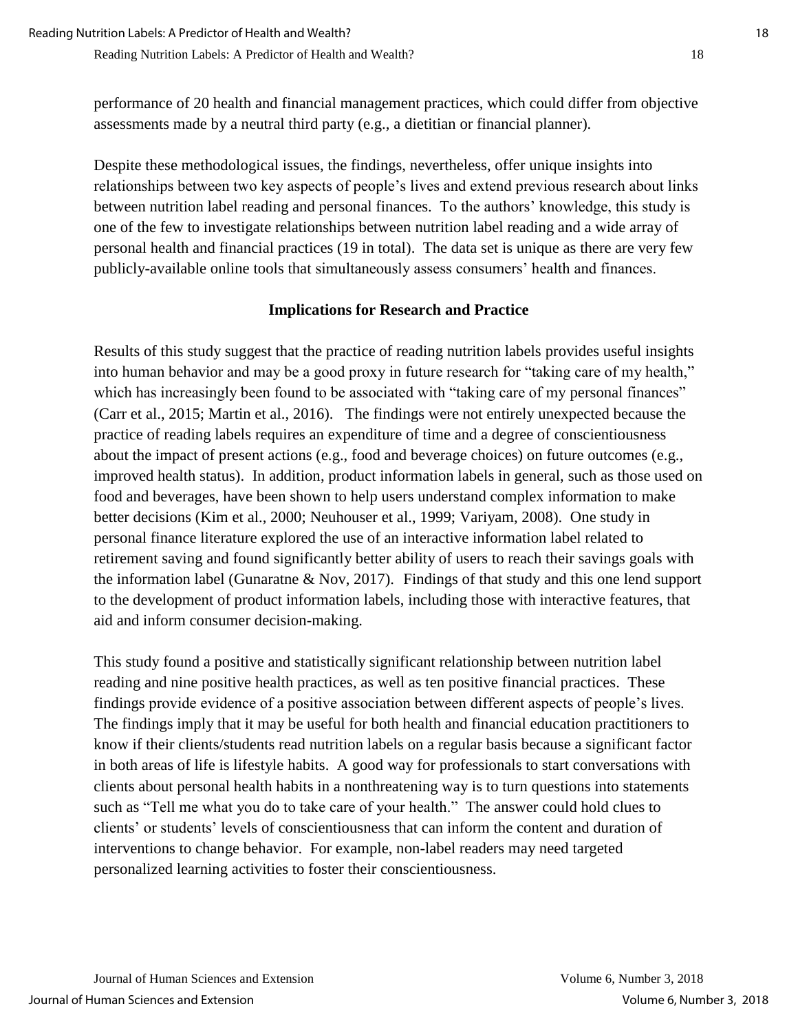performance of 20 health and financial management practices, which could differ from objective assessments made by a neutral third party (e.g., a dietitian or financial planner).

Despite these methodological issues, the findings, nevertheless, offer unique insights into relationships between two key aspects of people's lives and extend previous research about links between nutrition label reading and personal finances. To the authors' knowledge, this study is one of the few to investigate relationships between nutrition label reading and a wide array of personal health and financial practices (19 in total). The data set is unique as there are very few publicly-available online tools that simultaneously assess consumers' health and finances.

## Implications for Research and Practice

Results of this study suggest that the practice of reading nutrition labels provides useful insights into human behavior and may be a good proxy in future research for "taking care of my health," which has increasingly been found to be associated with "taking care of my personal finances" (Carr et al., 2015; Martin et al., 2016). The findings were not entirely unexpected because the practice of reading labels requires an expenditure of time and a degree of conscientiousness about the impact of present actions (e.g., food and beverage choices) on future outcomes (e.g., improved health status). In addition, product information labels in general, such as those used on food and beverages, have been shown to help users understand complex information to make better decisions (Kim et al., 2000; Neuhouser et al., 1999; Variyam, 2008). One study in personal finance literature explored the use of an interactive information label related to retirement saving and found significantly better ability of users to reach their savings goals with the information label (Gunaratne & Nov, 2017). Findings of that study and this one lend support to the development of product information labels, including those with interactive features, that aid and inform consumer decision-making.

This study found a positive and statistically significant relationship between nutrition label reading and nine positive health practices, as well as ten positive financial practices. These findings provide evidence of a positive association between different aspects of people's lives. The findings imply that it may be useful for both health and financial education practitioners to know if their clients/students read nutrition labels on a regular basis because a significant factor in both areas of life is lifestyle habits. A good way for professionals to start conversations with clients about personal health habits in a nonthreatening way is to turn questions into statements such as "Tell me what you do to take care of your health." The answer could hold clues to clients' or students' levels of conscientiousness that can inform the content and duration of interventions to change behavior. For example, non-label readers may need targeted personalized learning activities to foster their conscientiousness.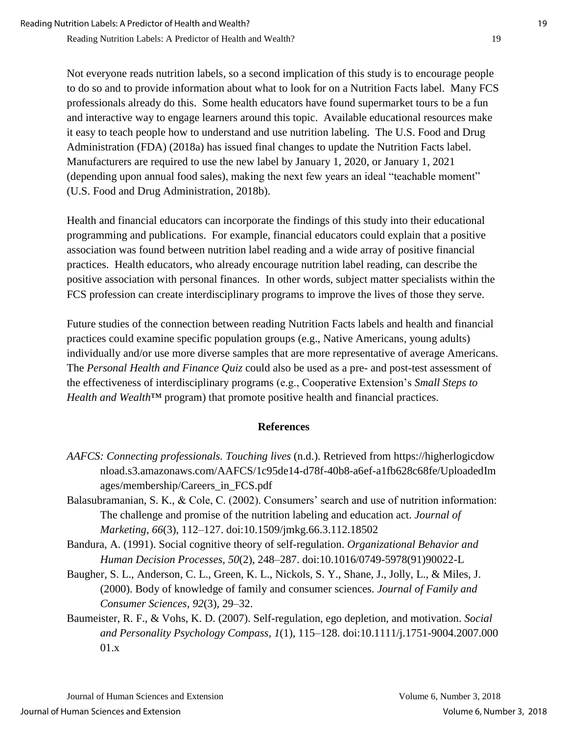Not everyone reads nutrition labels, so a second implication of this study is to encourage people to do so and to provide information about what to look for on a Nutrition Facts label. Many FCS professionals already do this. Some health educators have found supermarket tours to be a fun and interactive way to engage learners around this topic. Available educational resources make it easy to teach people how to understand and use nutrition labeling. The U.S. Food and Drug Administration (FDA) (2018a) has issued final changes to update the Nutrition Facts label. Manufacturers are required to use the new label by January 1, 2020, or January 1, 2021 (depending upon annual food sales), making the next few years an ideal "teachable moment" (U.S. Food and Drug Administration, 2018b).

Health and financial educators can incorporate the findings of this study into their educational programming and publications. For example, financial educators could explain that a positive association was found between nutrition label reading and a wide array of positive financial practices. Health educators, who already encourage nutrition label reading, can describe the positive association with personal finances. In other words, subject matter specialists within the FCS profession can create interdisciplinary programs to improve the lives of those they serve.

Future studies of the connection between reading Nutrition Facts labels and health and financial practices could examine specific population groups (e.g., Native Americans, young adults) individually and/or use more diverse samples that are more representative of average Americans. The *Personal Health and Finance Quiz* could also be used as a pre- and post-test assessment of the effectiveness of interdisciplinary programs (e.g., Cooperative Extension's *Small Steps to Health and Wealth*™ program) that promote positive health and financial practices.

## References

*AAFCS: Connecting professionals. Touching lives* (n.d.). Retrieved from https://higherlogicdownload.s3.amazonaws.com/AAFCS/1c95de14-d78f-40b8-a6ef-a1fb628c68fe/UploadedImages/membership/Careers_in_FCS.pdf

Balasubramanian, S. K., & Cole, C. (2002). Consumers' search and use of nutrition information: The challenge and promise of the nutrition labeling and education act. *Journal of Marketing*, *66*(3), 112–127. doi:10.1509/jmkg.66.3.112.18502

Bandura, A. (1991). Social cognitive theory of self-regulation. *Organizational Behavior and Human Decision Processes, 50*(2), 248–287. doi:10.1016/0749-5978(91)90022-L

Baugher, S. L., Anderson, C. L., Green, K. L., Nickols, S. Y., Shane, J., Jolly, L., & Miles, J. (2000). Body of knowledge of family and consumer sciences. *Journal of Family and Consumer Sciences*, *92*(3), 29–32.

Baumeister, R. F., & Vohs, K. D. (2007). Self-regulation, ego depletion, and motivation. *Social and Personality Psychology Compass*, *1*(1), 115–128. doi:10.1111/j.1751-9004.2007.00001.x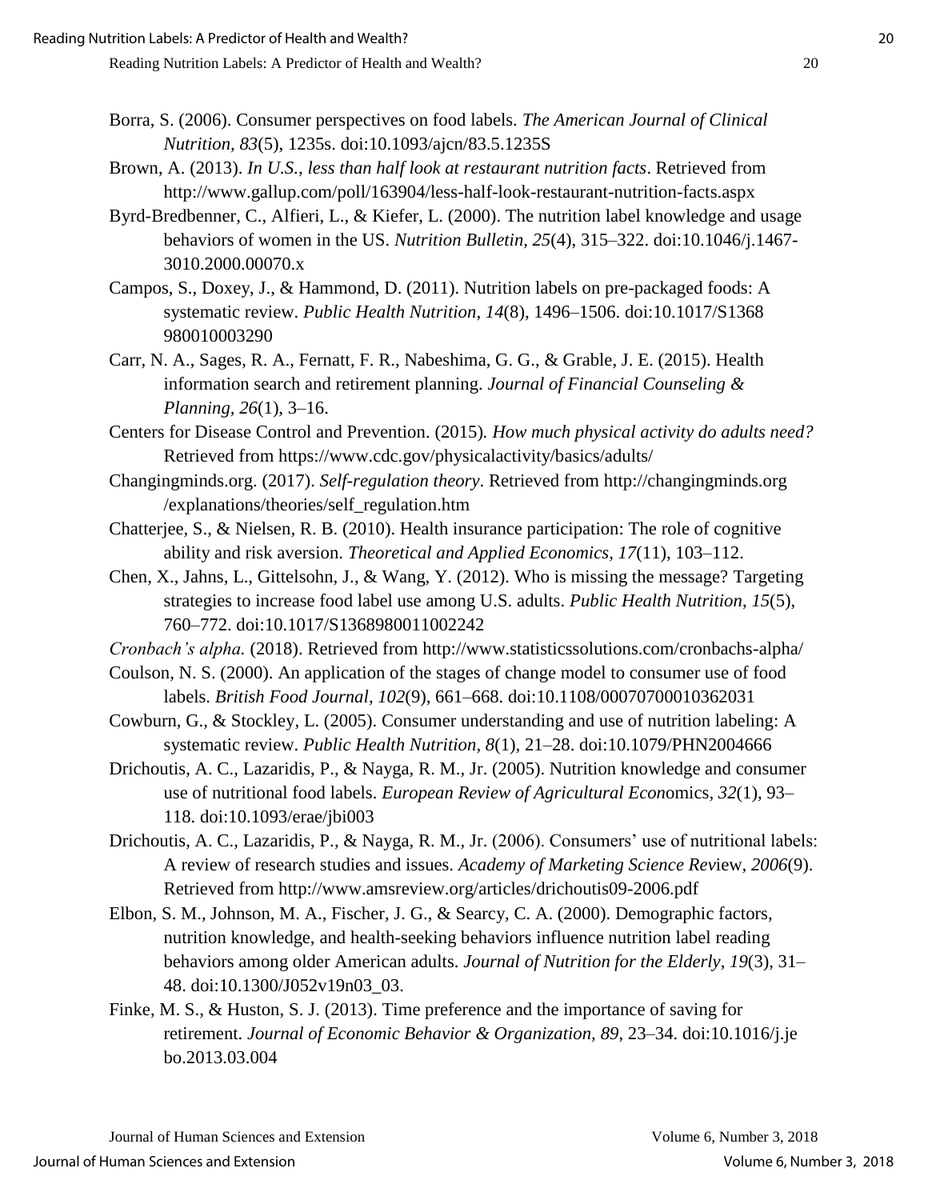Borra, S. (2006). Consumer perspectives on food labels. *The American Journal of Clinical Nutrition, 83*(5), 1235s. doi:10.1093/ajcn/83.5.1235S

Brown, A. (2013). *In U.S., less than half look at restaurant nutrition facts*. Retrieved from http://www.gallup.com/poll/163904/less-half-look-restaurant-nutrition-facts.aspx

Byrd-Bredbenner, C., Alfieri, L., & Kiefer, L. (2000). The nutrition label knowledge and usage behaviors of women in the US. *Nutrition Bulletin*, *25*(4), 315–322. doi:10.1046/j.1467-3010.2000.00070.x

Campos, S., Doxey, J., & Hammond, D. (2011). Nutrition labels on pre-packaged foods: A systematic review. *Public Health Nutrition*, *14*(8), 1496–1506. doi:10.1017/S1368980010003290

Carr, N. A., Sages, R. A., Fernatt, F. R., Nabeshima, G. G., & Grable, J. E. (2015). Health information search and retirement planning. *Journal of Financial Counseling & Planning, 26*(1), 3–16.

Centers for Disease Control and Prevention. (2015). *How much physical activity do adults need?* Retrieved from https://www.cdc.gov/physicalactivity/basics/adults/

Changingminds.org. (2017). *Self-regulation theory*. Retrieved from http://changingminds.org/explanations/theories/self_regulation.htm

Chatterjee, S., & Nielsen, R. B. (2010). Health insurance participation: The role of cognitive ability and risk aversion. *Theoretical and Applied Economics*, *17*(11), 103–112.

Chen, X., Jahns, L., Gittelsohn, J., & Wang, Y. (2012). Who is missing the message? Targeting strategies to increase food label use among U.S. adults. *Public Health Nutrition*, *15*(5), 760–772. doi:10.1017/S1368980011002242

*Cronbach's alpha.* (2018). Retrieved from http://www.statisticssolutions.com/cronbachs-alpha/

Coulson, N. S. (2000). An application of the stages of change model to consumer use of food labels. *British Food Journal*, *102*(9), 661–668. doi:10.1108/00070700010362031

Cowburn, G., & Stockley, L. (2005). Consumer understanding and use of nutrition labeling: A systematic review. *Public Health Nutrition*, *8*(1), 21–28. doi:10.1079/PHN2004666

Drichoutis, A. C., Lazaridis, P., & Nayga, R. M., Jr. (2005). Nutrition knowledge and consumer use of nutritional food labels. *European Review of Agricultural Economics*, *32*(1), 93–118. doi:10.1093/erae/jbi003

Drichoutis, A. C., Lazaridis, P., & Nayga, R. M., Jr. (2006). Consumers' use of nutritional labels: A review of research studies and issues. *Academy of Marketing Science Review*, *2006*(9). Retrieved from http://www.amsreview.org/articles/drichoutis09-2006.pdf

Elbon, S. M., Johnson, M. A., Fischer, J. G., & Searcy, C. A. (2000). Demographic factors, nutrition knowledge, and health-seeking behaviors influence nutrition label reading behaviors among older American adults. *Journal of Nutrition for the Elderly*, *19*(3), 31–48. doi:10.1300/J052v19n03_03.

Finke, M. S., & Huston, S. J. (2013). Time preference and the importance of saving for retirement. *Journal of Economic Behavior & Organization, 89*, 23–34. doi:10.1016/j.jebo.2013.03.004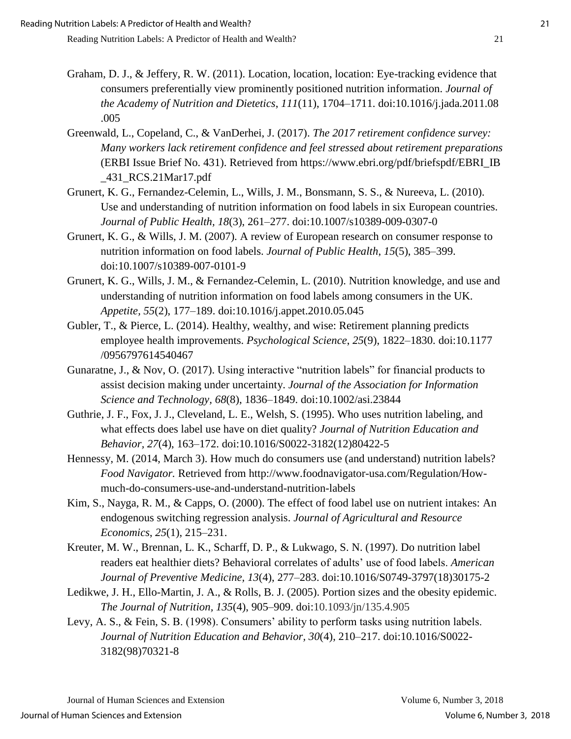Graham, D. J., & Jeffery, R. W. (2011). Location, location, location: Eye-tracking evidence that consumers preferentially view prominently positioned nutrition information. *Journal of the Academy of Nutrition and Dietetics*, *111*(11), 1704–1711. doi:10.1016/j.jada.2011.08.005

Greenwald, L., Copeland, C., & VanDerhei, J. (2017). *The 2017 retirement confidence survey: Many workers lack retirement confidence and feel stressed about retirement preparations* (ERBI Issue Brief No. 431). Retrieved from https://www.ebri.org/pdf/briefspdf/EBRI_IB_431_RCS.21Mar17.pdf

Grunert, K. G., Fernandez-Celemin, L., Wills, J. M., Bonsmann, S. S., & Nureeva, L. (2010). Use and understanding of nutrition information on food labels in six European countries. *Journal of Public Health*, *18*(3), 261–277. doi:10.1007/s10389-009-0307-0

Grunert, K. G., & Wills, J. M. (2007). A review of European research on consumer response to nutrition information on food labels. *Journal of Public Health*, *15*(5), 385–399. doi:10.1007/s10389-007-0101-9

Grunert, K. G., Wills, J. M., & Fernandez-Celemin, L. (2010). Nutrition knowledge, and use and understanding of nutrition information on food labels among consumers in the UK. *Appetite*, *55*(2), 177–189. doi:10.1016/j.appet.2010.05.045

Gubler, T., & Pierce, L. (2014). Healthy, wealthy, and wise: Retirement planning predicts employee health improvements. *Psychological Science*, *25*(9), 1822–1830. doi:10.1177/0956797614540467

Gunaratne, J., & Nov, O. (2017). Using interactive "nutrition labels" for financial products to assist decision making under uncertainty. *Journal of the Association for Information Science and Technology, 68*(8), 1836–1849. doi:10.1002/asi.23844

Guthrie, J. F., Fox, J. J., Cleveland, L. E., Welsh, S. (1995). Who uses nutrition labeling, and what effects does label use have on diet quality? *Journal of Nutrition Education and Behavior, 27*(4), 163–172. doi:10.1016/S0022-3182(12)80422-5

Hennessy, M. (2014, March 3). How much do consumers use (and understand) nutrition labels? *Food Navigator.* Retrieved from http://www.foodnavigator-usa.com/Regulation/How-much-do-consumers-use-and-understand-nutrition-labels

Kim, S., Nayga, R. M., & Capps, O. (2000). The effect of food label use on nutrient intakes: An endogenous switching regression analysis. *Journal of Agricultural and Resource Economics*, *25*(1), 215–231.

Kreuter, M. W., Brennan, L. K., Scharff, D. P., & Lukwago, S. N. (1997). Do nutrition label readers eat healthier diets? Behavioral correlates of adults' use of food labels. *American Journal of Preventive Medicine, 13*(4), 277–283. doi:10.1016/S0749-3797(18)30175-2

Ledikwe, J. H., Ello-Martin, J. A., & Rolls, B. J. (2005). Portion sizes and the obesity epidemic. *The Journal of Nutrition*, *135*(4), 905–909. doi:10.1093/jn/135.4.905

Levy, A. S., & Fein, S. B. (1998). Consumers' ability to perform tasks using nutrition labels. *Journal of Nutrition Education and Behavior, 30*(4), 210–217. doi:10.1016/S0022-3182(98)70321-8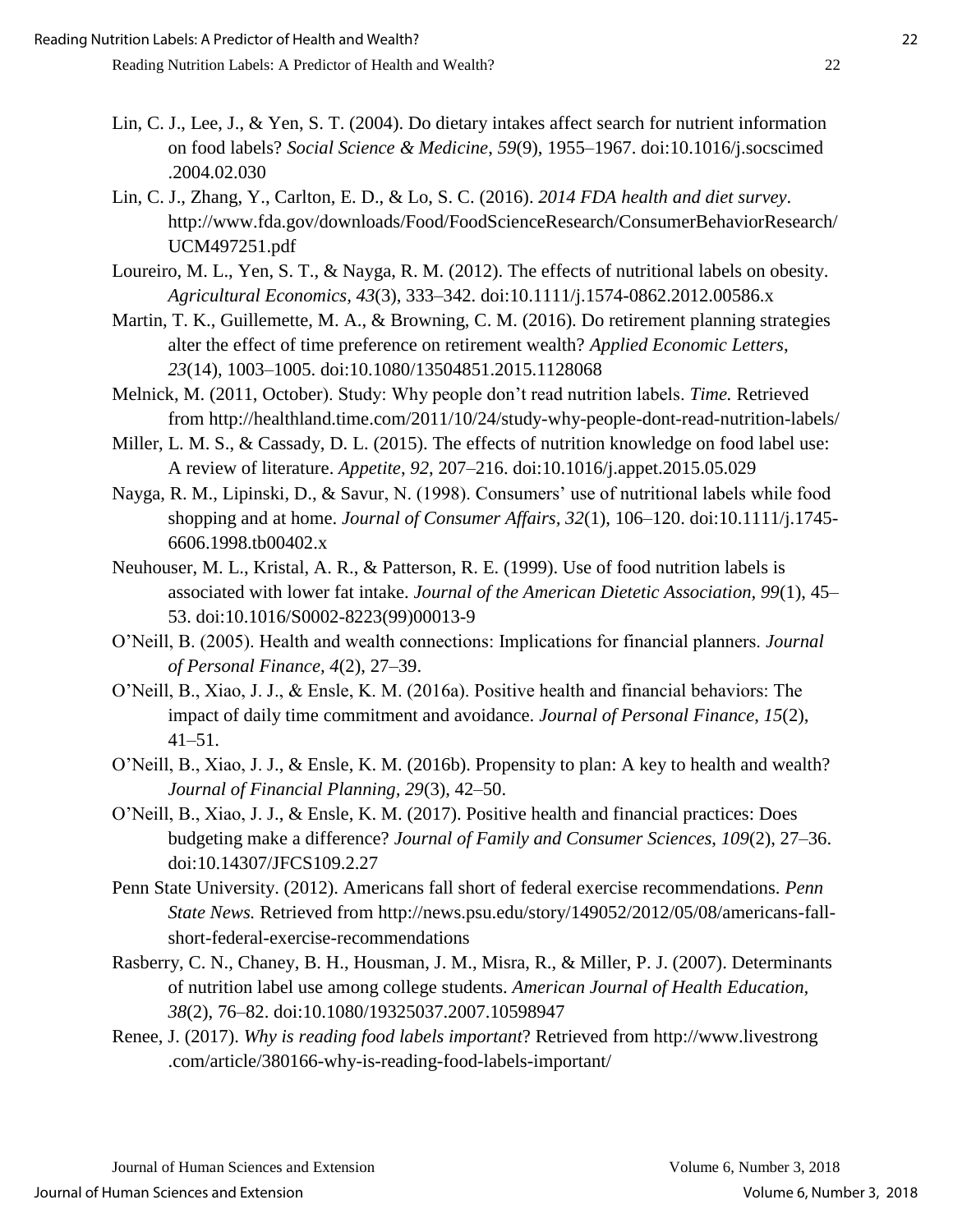Lin, C. J., Lee, J., & Yen, S. T. (2004). Do dietary intakes affect search for nutrient information on food labels? *Social Science & Medicine*, *59*(9), 1955–1967. doi:10.1016/j.socscimed.2004.02.030

Lin, C. J., Zhang, Y., Carlton, E. D., & Lo, S. C. (2016). *2014 FDA health and diet survey*. http://www.fda.gov/downloads/Food/FoodScienceResearch/ConsumerBehaviorResearch/UCM497251.pdf

Loureiro, M. L., Yen, S. T., & Nayga, R. M. (2012). The effects of nutritional labels on obesity. *Agricultural Economics, 43*(3), 333–342. doi:10.1111/j.1574-0862.2012.00586.x

Martin, T. K., Guillemette, M. A., & Browning, C. M. (2016). Do retirement planning strategies alter the effect of time preference on retirement wealth? *Applied Economic Letters*, *23*(14), 1003–1005. doi:10.1080/13504851.2015.1128068

Melnick, M. (2011, October). Study: Why people don't read nutrition labels. *Time.* Retrieved from http://healthland.time.com/2011/10/24/study-why-people-dont-read-nutrition-labels/

Miller, L. M. S., & Cassady, D. L. (2015). The effects of nutrition knowledge on food label use: A review of literature. *Appetite*, *92*, 207–216. doi:10.1016/j.appet.2015.05.029

Nayga, R. M., Lipinski, D., & Savur, N. (1998). Consumers' use of nutritional labels while food shopping and at home. *Journal of Consumer Affairs*, *32*(1), 106–120. doi:10.1111/j.1745-6606.1998.tb00402.x

Neuhouser, M. L., Kristal, A. R., & Patterson, R. E. (1999). Use of food nutrition labels is associated with lower fat intake. *Journal of the American Dietetic Association, 99*(1), 45–53. doi:10.1016/S0002-8223(99)00013-9

O'Neill, B. (2005). Health and wealth connections: Implications for financial planners. *Journal of Personal Finance, 4*(2), 27–39.

O'Neill, B., Xiao, J. J., & Ensle, K. M. (2016a). Positive health and financial behaviors: The impact of daily time commitment and avoidance. *Journal of Personal Finance*, *15*(2), 41–51.

O'Neill, B., Xiao, J. J., & Ensle, K. M. (2016b). Propensity to plan: A key to health and wealth? *Journal of Financial Planning, 29*(3), 42–50.

O'Neill, B., Xiao, J. J., & Ensle, K. M. (2017). Positive health and financial practices: Does budgeting make a difference? *Journal of Family and Consumer Sciences, 109*(2), 27–36. doi:10.14307/JFCS109.2.27

Penn State University. (2012). Americans fall short of federal exercise recommendations. *Penn State News.* Retrieved from http://news.psu.edu/story/149052/2012/05/08/americans-fall-short-federal-exercise-recommendations

Rasberry, C. N., Chaney, B. H., Housman, J. M., Misra, R., & Miller, P. J. (2007). Determinants of nutrition label use among college students. *American Journal of Health Education*, *38*(2), 76–82. doi:10.1080/19325037.2007.10598947

Renee, J. (2017). *Why is reading food labels important*? Retrieved from http://www.livestrong.com/article/380166-why-is-reading-food-labels-important/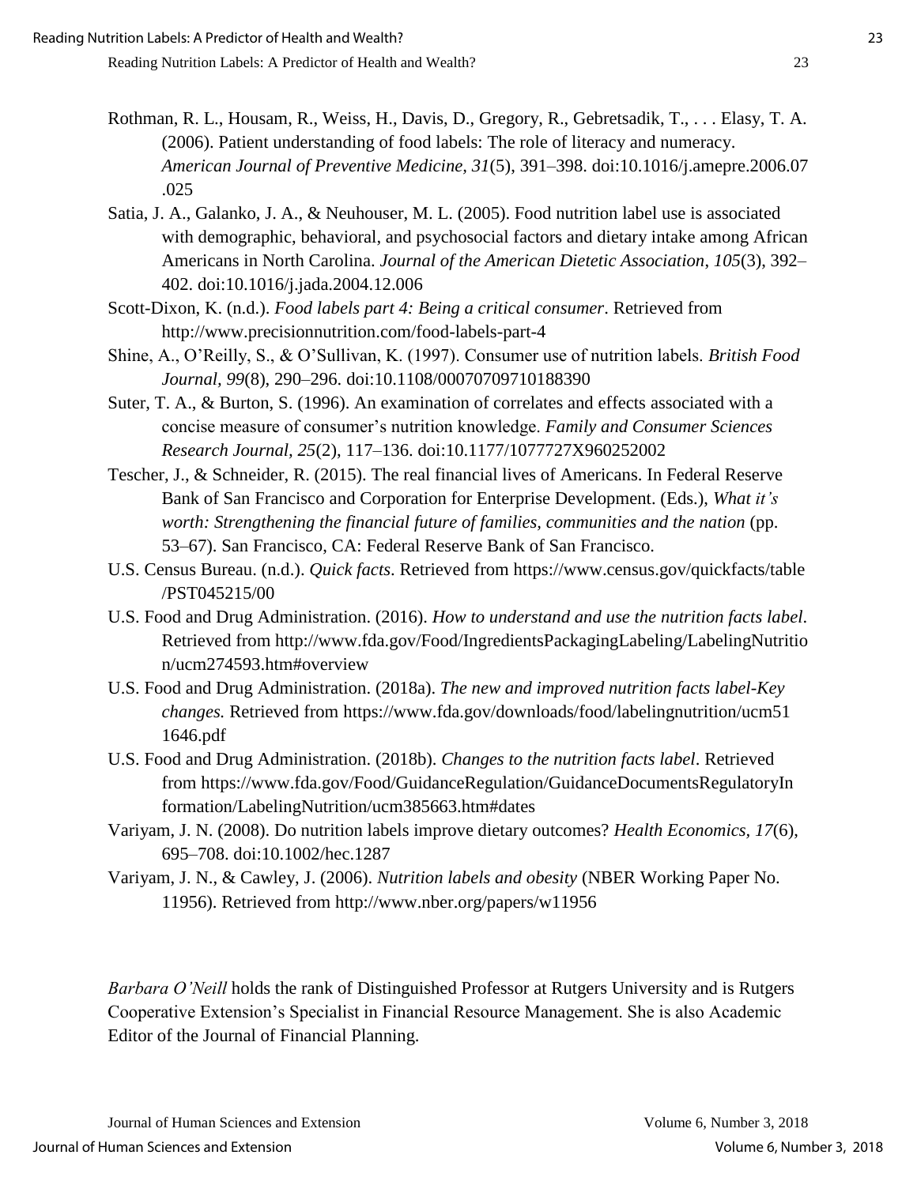Rothman, R. L., Housam, R., Weiss, H., Davis, D., Gregory, R., Gebretsadik, T., . . . Elasy, T. A. (2006). Patient understanding of food labels: The role of literacy and numeracy. *American Journal of Preventive Medicine*, *31*(5), 391–398. doi:10.1016/j.amepre.2006.07.025

Satia, J. A., Galanko, J. A., & Neuhouser, M. L. (2005). Food nutrition label use is associated with demographic, behavioral, and psychosocial factors and dietary intake among African Americans in North Carolina. *Journal of the American Dietetic Association*, *105*(3), 392–402. doi:10.1016/j.jada.2004.12.006

Scott-Dixon, K. (n.d.). *Food labels part 4: Being a critical consumer*. Retrieved from http://www.precisionnutrition.com/food-labels-part-4

Shine, A., O'Reilly, S., & O'Sullivan, K. (1997). Consumer use of nutrition labels. *British Food Journal, 99*(8), 290–296. doi:10.1108/00070709710188390

Suter, T. A., & Burton, S. (1996). An examination of correlates and effects associated with a concise measure of consumer's nutrition knowledge. *Family and Consumer Sciences Research Journal, 25*(2), 117–136. doi:10.1177/1077727X960252002

Tescher, J., & Schneider, R. (2015). The real financial lives of Americans. In Federal Reserve Bank of San Francisco and Corporation for Enterprise Development. (Eds.), *What it's worth: Strengthening the financial future of families, communities and the nation* (pp. 53–67). San Francisco, CA: Federal Reserve Bank of San Francisco.

U.S. Census Bureau. (n.d.). *Quick facts*. Retrieved from https://www.census.gov/quickfacts/table/PST045215/00

U.S. Food and Drug Administration. (2016). *How to understand and use the nutrition facts label*. Retrieved from http://www.fda.gov/Food/IngredientsPackagingLabeling/LabelingNutrition/ucm274593.htm#overview

U.S. Food and Drug Administration. (2018a). *The new and improved nutrition facts label-Key changes.* Retrieved from https://www.fda.gov/downloads/food/labelingnutrition/ucm511646.pdf

U.S. Food and Drug Administration. (2018b). *Changes to the nutrition facts label*. Retrieved from https://www.fda.gov/Food/GuidanceRegulation/GuidanceDocumentsRegulatoryInformation/LabelingNutrition/ucm385663.htm#dates

Variyam, J. N. (2008). Do nutrition labels improve dietary outcomes? *Health Economics, 17*(6), 695–708. doi:10.1002/hec.1287

Variyam, J. N., & Cawley, J. (2006). *Nutrition labels and obesity* (NBER Working Paper No. 11956). Retrieved from http://www.nber.org/papers/w11956

*Barbara O'Neill* holds the rank of Distinguished Professor at Rutgers University and is Rutgers Cooperative Extension's Specialist in Financial Resource Management. She is also Academic Editor of the Journal of Financial Planning.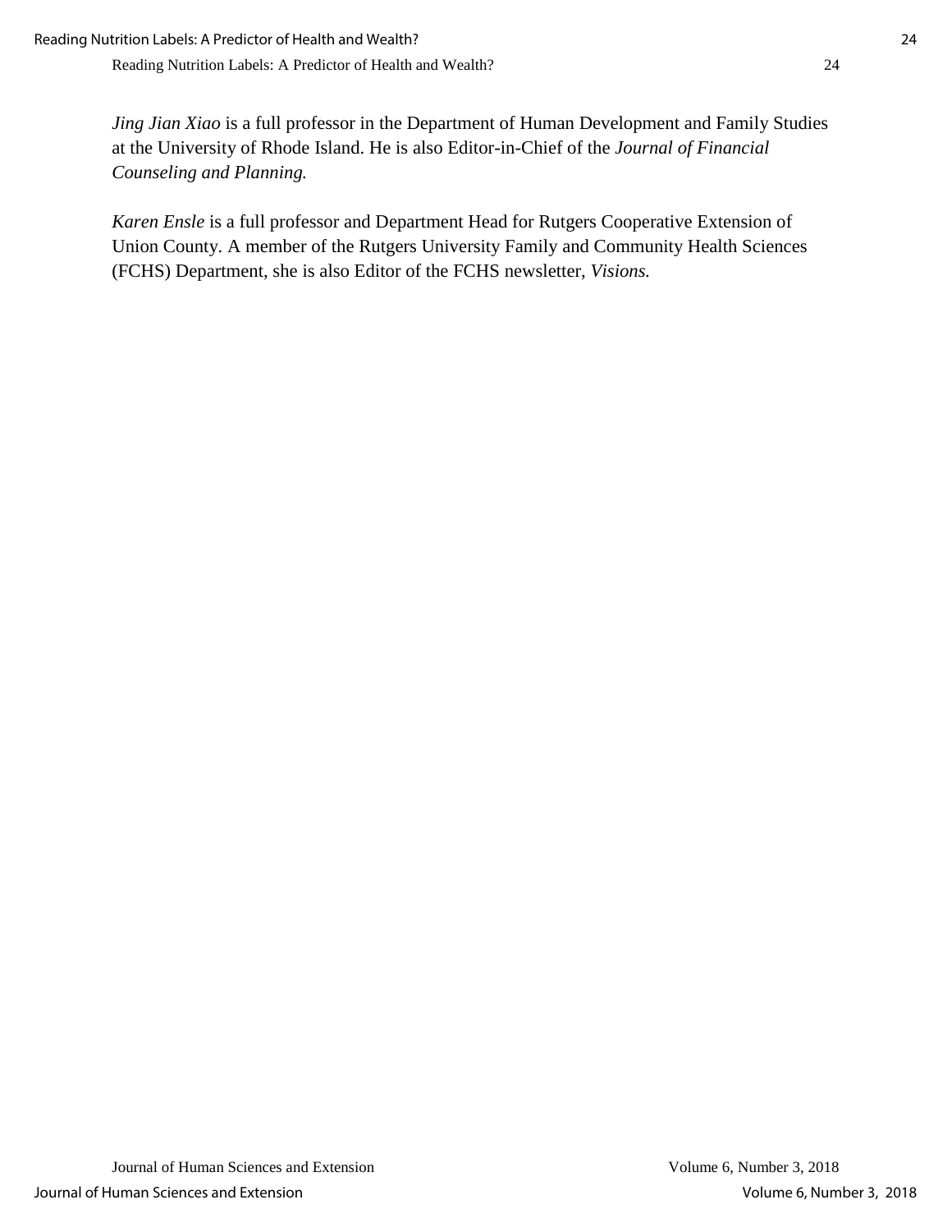*Jing Jian Xiao* is a full professor in the Department of Human Development and Family Studies at the University of Rhode Island. He is also Editor-in-Chief of the *Journal of Financial Counseling and Planning.*

*Karen Ensle* is a full professor and Department Head for Rutgers Cooperative Extension of Union County. A member of the Rutgers University Family and Community Health Sciences (FCHS) Department, she is also Editor of the FCHS newsletter, *Visions.*